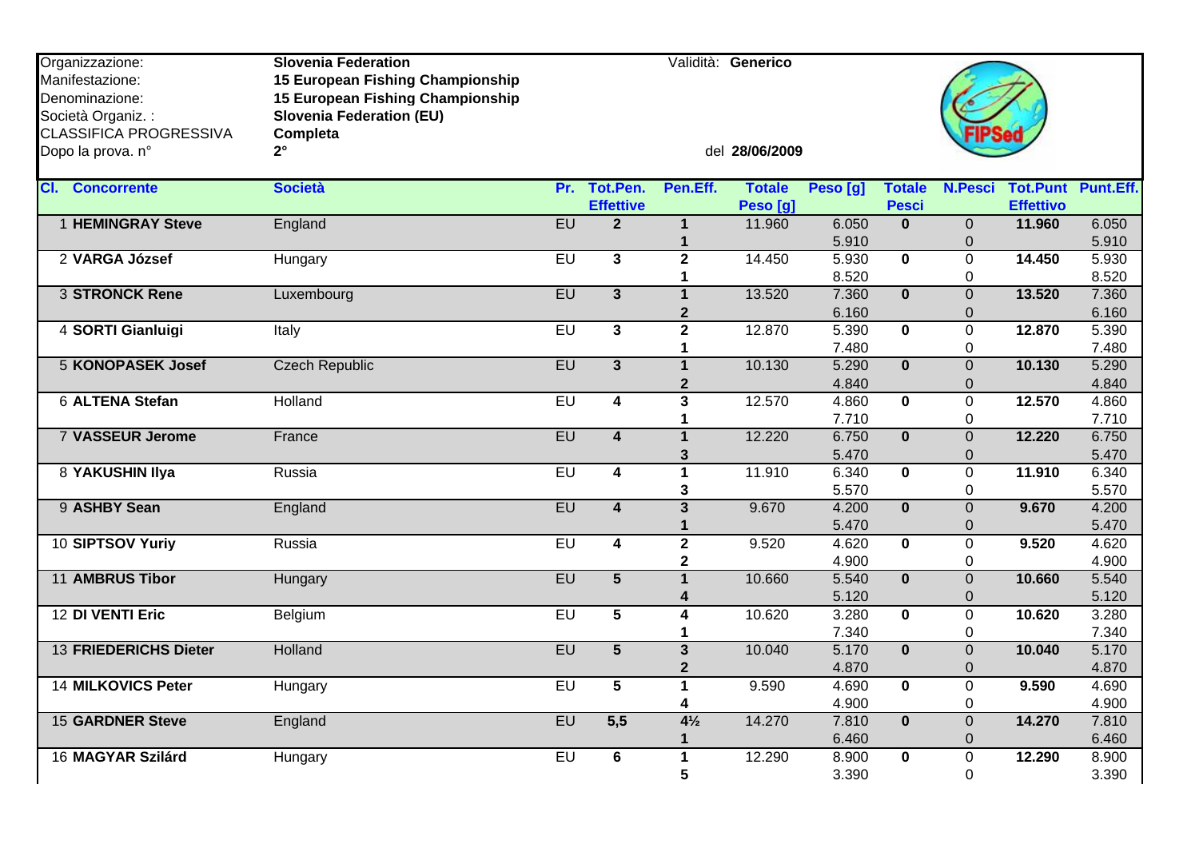| | | | |
|---|---|---|---|
| Organizzazione: | **Slovenia Federation** | Validità: | **Generico** |
| Manifestazione: | **15 European Fishing Championship** | | |
| Denominazione: | **15 European Fishing Championship** | | |
| Società Organiz. : | **Slovenia Federation (EU)** | | |
| CLASSIFICA PROGRESSIVA | **Completa** | | |
| Dopo la prova. n° | **2°** | del | **28/06/2009** |

| Cl. | Concorrente | Società | Pr. | Tot.Pen. Effettive | Pen.Eff. | Totale Peso [g] | Peso [g] | Totale Pesci | N.Pesci | Tot.Punt Effettivo | Punt.Eff. |
|---|---|---|---|---|---|---|---|---|---|---|---|
| 1 | **HEMINGRAY Steve** | England | EU | **2** | **1** | 11.960 | 6.050 | **0** | 0 | **11.960** | 6.050 |
| | | | | | **1** | | 5.910 | | 0 | | 5.910 |
| 2 | **VARGA József** | Hungary | EU | **3** | **2** | 14.450 | 5.930 | **0** | 0 | **14.450** | 5.930 |
| | | | | | **1** | | 8.520 | | 0 | | 8.520 |
| 3 | **STRONCK Rene** | Luxembourg | EU | **3** | **1** | 13.520 | 7.360 | **0** | 0 | **13.520** | 7.360 |
| | | | | | **2** | | 6.160 | | 0 | | 6.160 |
| 4 | **SORTI Gianluigi** | Italy | EU | **3** | **2** | 12.870 | 5.390 | **0** | 0 | **12.870** | 5.390 |
| | | | | | **1** | | 7.480 | | 0 | | 7.480 |
| 5 | **KONOPASEK Josef** | Czech Republic | EU | **3** | **1** | 10.130 | 5.290 | **0** | 0 | **10.130** | 5.290 |
| | | | | | **2** | | 4.840 | | 0 | | 4.840 |
| 6 | **ALTENA Stefan** | Holland | EU | **4** | **3** | 12.570 | 4.860 | **0** | 0 | **12.570** | 4.860 |
| | | | | | **1** | | 7.710 | | 0 | | 7.710 |
| 7 | **VASSEUR Jerome** | France | EU | **4** | **1** | 12.220 | 6.750 | **0** | 0 | **12.220** | 6.750 |
| | | | | | **3** | | 5.470 | | 0 | | 5.470 |
| 8 | **YAKUSHIN Ilya** | Russia | EU | **4** | **1** | 11.910 | 6.340 | **0** | 0 | **11.910** | 6.340 |
| | | | | | **3** | | 5.570 | | 0 | | 5.570 |
| 9 | **ASHBY Sean** | England | EU | **4** | **3** | 9.670 | 4.200 | **0** | 0 | **9.670** | 4.200 |
| | | | | | **1** | | 5.470 | | 0 | | 5.470 |
| 10 | **SIPTSOV Yuriy** | Russia | EU | **4** | **2** | 9.520 | 4.620 | **0** | 0 | **9.520** | 4.620 |
| | | | | | **2** | | 4.900 | | 0 | | 4.900 |
| 11 | **AMBRUS Tibor** | Hungary | EU | **5** | **1** | 10.660 | 5.540 | **0** | 0 | **10.660** | 5.540 |
| | | | | | **4** | | 5.120 | | 0 | | 5.120 |
| 12 | **DI VENTI Eric** | Belgium | EU | **5** | **4** | 10.620 | 3.280 | **0** | 0 | **10.620** | 3.280 |
| | | | | | **1** | | 7.340 | | 0 | | 7.340 |
| 13 | **FRIEDERICHS Dieter** | Holland | EU | **5** | **3** | 10.040 | 5.170 | **0** | 0 | **10.040** | 5.170 |
| | | | | | **2** | | 4.870 | | 0 | | 4.870 |
| 14 | **MILKOVICS Peter** | Hungary | EU | **5** | **1** | 9.590 | 4.690 | **0** | 0 | **9.590** | 4.690 |
| | | | | | **4** | | 4.900 | | 0 | | 4.900 |
| 15 | **GARDNER Steve** | England | EU | **5,5** | **4½** | 14.270 | 7.810 | **0** | 0 | **14.270** | 7.810 |
| | | | | | **1** | | 6.460 | | 0 | | 6.460 |
| 16 | **MAGYAR Szilárd** | Hungary | EU | **6** | **1** | 12.290 | 8.900 | **0** | 0 | **12.290** | 8.900 |
| | | | | | **5** | | 3.390 | | 0 | | 3.390 |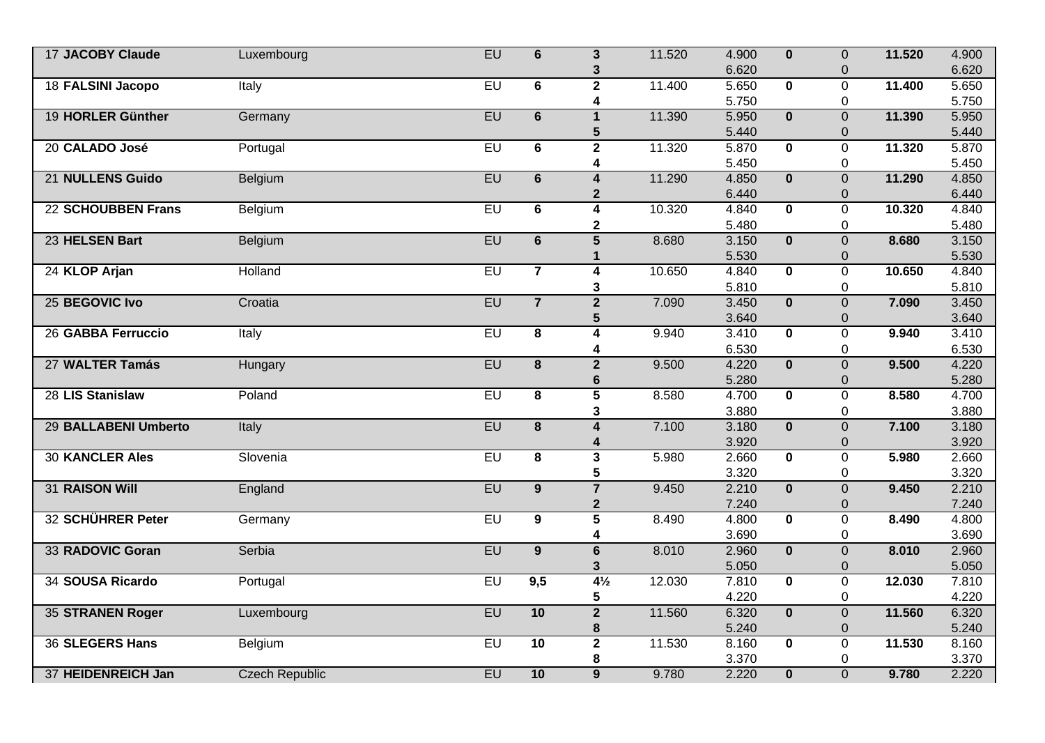| | | | | | | | | | | |
|---|---|---|---|---|---|---|---|---|---|---|
| 17 **JACOBY Claude** | Luxembourg | EU | **6** | **3** | 11.520 | 4.900 | **0** | 0 | **11.520** | 4.900 |
| | | | | **3** | | 6.620 | | 0 | | 6.620 |
| 18 **FALSINI Jacopo** | Italy | EU | **6** | **2** | 11.400 | 5.650 | **0** | 0 | **11.400** | 5.650 |
| | | | | **4** | | 5.750 | | 0 | | 5.750 |
| 19 **HORLER Günther** | Germany | EU | **6** | **1** | 11.390 | 5.950 | **0** | 0 | **11.390** | 5.950 |
| | | | | **5** | | 5.440 | | 0 | | 5.440 |
| 20 **CALADO José** | Portugal | EU | **6** | **2** | 11.320 | 5.870 | **0** | 0 | **11.320** | 5.870 |
| | | | | **4** | | 5.450 | | 0 | | 5.450 |
| 21 **NULLENS Guido** | Belgium | EU | **6** | **4** | 11.290 | 4.850 | **0** | 0 | **11.290** | 4.850 |
| | | | | **2** | | 6.440 | | 0 | | 6.440 |
| 22 **SCHOUBBEN Frans** | Belgium | EU | **6** | **4** | 10.320 | 4.840 | **0** | 0 | **10.320** | 4.840 |
| | | | | **2** | | 5.480 | | 0 | | 5.480 |
| 23 **HELSEN Bart** | Belgium | EU | **6** | **5** | 8.680 | 3.150 | **0** | 0 | **8.680** | 3.150 |
| | | | | **1** | | 5.530 | | 0 | | 5.530 |
| 24 **KLOP Arjan** | Holland | EU | **7** | **4** | 10.650 | 4.840 | **0** | 0 | **10.650** | 4.840 |
| | | | | **3** | | 5.810 | | 0 | | 5.810 |
| 25 **BEGOVIC Ivo** | Croatia | EU | **7** | **2** | 7.090 | 3.450 | **0** | 0 | **7.090** | 3.450 |
| | | | | **5** | | 3.640 | | 0 | | 3.640 |
| 26 **GABBA Ferruccio** | Italy | EU | **8** | **4** | 9.940 | 3.410 | **0** | 0 | **9.940** | 3.410 |
| | | | | **4** | | 6.530 | | 0 | | 6.530 |
| 27 **WALTER Tamás** | Hungary | EU | **8** | **2** | 9.500 | 4.220 | **0** | 0 | **9.500** | 4.220 |
| | | | | **6** | | 5.280 | | 0 | | 5.280 |
| 28 **LIS Stanislaw** | Poland | EU | **8** | **5** | 8.580 | 4.700 | **0** | 0 | **8.580** | 4.700 |
| | | | | **3** | | 3.880 | | 0 | | 3.880 |
| 29 **BALLABENI Umberto** | Italy | EU | **8** | **4** | 7.100 | 3.180 | **0** | 0 | **7.100** | 3.180 |
| | | | | **4** | | 3.920 | | 0 | | 3.920 |
| 30 **KANCLER Ales** | Slovenia | EU | **8** | **3** | 5.980 | 2.660 | **0** | 0 | **5.980** | 2.660 |
| | | | | **5** | | 3.320 | | 0 | | 3.320 |
| 31 **RAISON Will** | England | EU | **9** | **7** | 9.450 | 2.210 | **0** | 0 | **9.450** | 2.210 |
| | | | | **2** | | 7.240 | | 0 | | 7.240 |
| 32 **SCHÜHRER Peter** | Germany | EU | **9** | **5** | 8.490 | 4.800 | **0** | 0 | **8.490** | 4.800 |
| | | | | **4** | | 3.690 | | 0 | | 3.690 |
| 33 **RADOVIC Goran** | Serbia | EU | **9** | **6** | 8.010 | 2.960 | **0** | 0 | **8.010** | 2.960 |
| | | | | **3** | | 5.050 | | 0 | | 5.050 |
| 34 **SOUSA Ricardo** | Portugal | EU | **9,5** | **4½** | 12.030 | 7.810 | **0** | 0 | **12.030** | 7.810 |
| | | | | **5** | | 4.220 | | 0 | | 4.220 |
| 35 **STRANEN Roger** | Luxembourg | EU | **10** | **2** | 11.560 | 6.320 | **0** | 0 | **11.560** | 6.320 |
| | | | | **8** | | 5.240 | | 0 | | 5.240 |
| 36 **SLEGERS Hans** | Belgium | EU | **10** | **2** | 11.530 | 8.160 | **0** | 0 | **11.530** | 8.160 |
| | | | | **8** | | 3.370 | | 0 | | 3.370 |
| 37 **HEIDENREICH Jan** | Czech Republic | EU | **10** | **9** | 9.780 | 2.220 | **0** | 0 | **9.780** | 2.220 |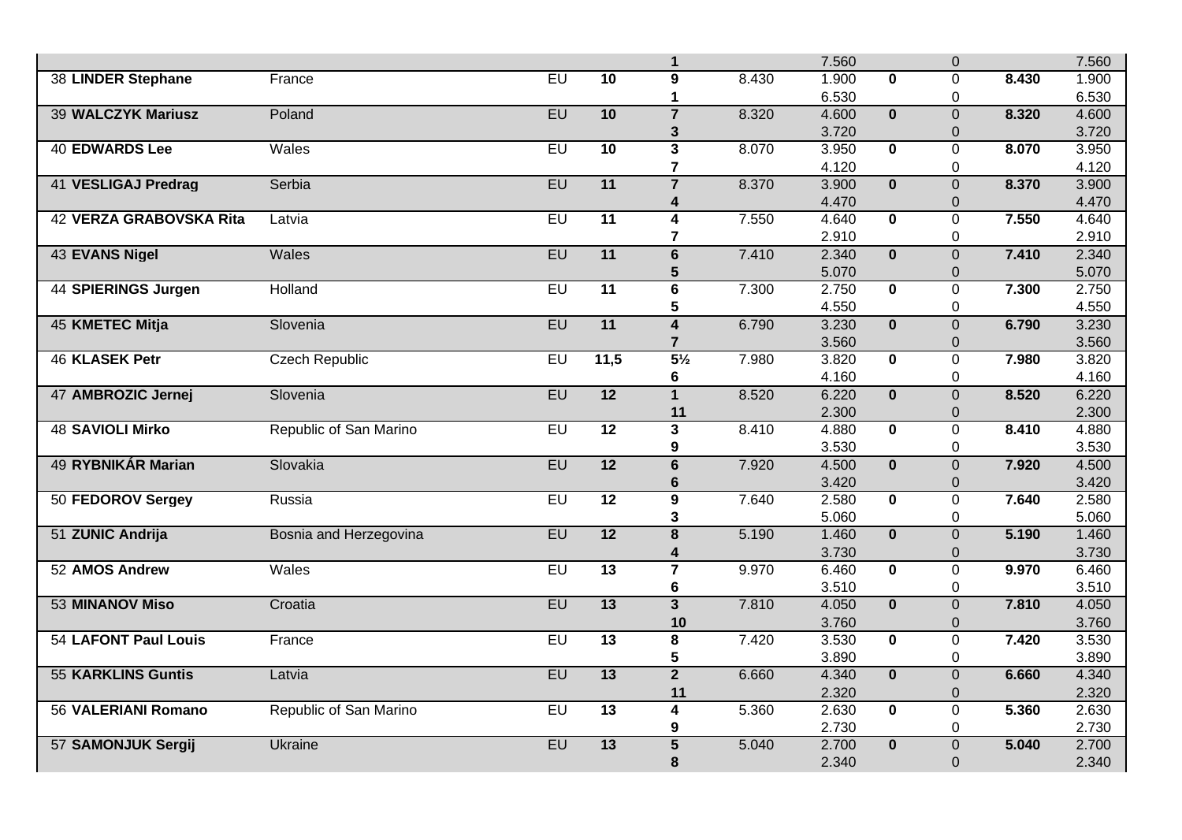| | | | | | | | | | | |
|---|---|---|---|---|---|---|---|---|---|---|
| | | | | **1** | | 7.560 | | 0 | | 7.560 |
| 38 **LINDER Stephane** | France | EU | **10** | **9** | 8.430 | 1.900 | **0** | 0 | **8.430** | 1.900 |
| | | | | **1** | | 6.530 | | 0 | | 6.530 |
| 39 **WALCZYK Mariusz** | Poland | EU | **10** | **7** | 8.320 | 4.600 | **0** | 0 | **8.320** | 4.600 |
| | | | | **3** | | 3.720 | | 0 | | 3.720 |
| 40 **EDWARDS Lee** | Wales | EU | **10** | **3** | 8.070 | 3.950 | **0** | 0 | **8.070** | 3.950 |
| | | | | **7** | | 4.120 | | 0 | | 4.120 |
| 41 **VESLIGAJ Predrag** | Serbia | EU | **11** | **7** | 8.370 | 3.900 | **0** | 0 | **8.370** | 3.900 |
| | | | | **4** | | 4.470 | | 0 | | 4.470 |
| 42 **VERZA GRABOVSKA Rita** | Latvia | EU | **11** | **4** | 7.550 | 4.640 | **0** | 0 | **7.550** | 4.640 |
| | | | | **7** | | 2.910 | | 0 | | 2.910 |
| 43 **EVANS Nigel** | Wales | EU | **11** | **6** | 7.410 | 2.340 | **0** | 0 | **7.410** | 2.340 |
| | | | | **5** | | 5.070 | | 0 | | 5.070 |
| 44 **SPIERINGS Jurgen** | Holland | EU | **11** | **6** | 7.300 | 2.750 | **0** | 0 | **7.300** | 2.750 |
| | | | | **5** | | 4.550 | | 0 | | 4.550 |
| 45 **KMETEC Mitja** | Slovenia | EU | **11** | **4** | 6.790 | 3.230 | **0** | 0 | **6.790** | 3.230 |
| | | | | **7** | | 3.560 | | 0 | | 3.560 |
| 46 **KLASEK Petr** | Czech Republic | EU | **11,5** | **5½** | 7.980 | 3.820 | **0** | 0 | **7.980** | 3.820 |
| | | | | **6** | | 4.160 | | 0 | | 4.160 |
| 47 **AMBROZIC Jernej** | Slovenia | EU | **12** | **1** | 8.520 | 6.220 | **0** | 0 | **8.520** | 6.220 |
| | | | | **11** | | 2.300 | | 0 | | 2.300 |
| 48 **SAVIOLI Mirko** | Republic of San Marino | EU | **12** | **3** | 8.410 | 4.880 | **0** | 0 | **8.410** | 4.880 |
| | | | | **9** | | 3.530 | | 0 | | 3.530 |
| 49 **RYBNIKÁR Marian** | Slovakia | EU | **12** | **6** | 7.920 | 4.500 | **0** | 0 | **7.920** | 4.500 |
| | | | | **6** | | 3.420 | | 0 | | 3.420 |
| 50 **FEDOROV Sergey** | Russia | EU | **12** | **9** | 7.640 | 2.580 | **0** | 0 | **7.640** | 2.580 |
| | | | | **3** | | 5.060 | | 0 | | 5.060 |
| 51 **ZUNIC Andrija** | Bosnia and Herzegovina | EU | **12** | **8** | 5.190 | 1.460 | **0** | 0 | **5.190** | 1.460 |
| | | | | **4** | | 3.730 | | 0 | | 3.730 |
| 52 **AMOS Andrew** | Wales | EU | **13** | **7** | 9.970 | 6.460 | **0** | 0 | **9.970** | 6.460 |
| | | | | **6** | | 3.510 | | 0 | | 3.510 |
| 53 **MINANOV Miso** | Croatia | EU | **13** | **3** | 7.810 | 4.050 | **0** | 0 | **7.810** | 4.050 |
| | | | | **10** | | 3.760 | | 0 | | 3.760 |
| 54 **LAFONT Paul Louis** | France | EU | **13** | **8** | 7.420 | 3.530 | **0** | 0 | **7.420** | 3.530 |
| | | | | **5** | | 3.890 | | 0 | | 3.890 |
| 55 **KARKLINS Guntis** | Latvia | EU | **13** | **2** | 6.660 | 4.340 | **0** | 0 | **6.660** | 4.340 |
| | | | | **11** | | 2.320 | | 0 | | 2.320 |
| 56 **VALERIANI Romano** | Republic of San Marino | EU | **13** | **4** | 5.360 | 2.630 | **0** | 0 | **5.360** | 2.630 |
| | | | | **9** | | 2.730 | | 0 | | 2.730 |
| 57 **SAMONJUK Sergij** | Ukraine | EU | **13** | **5** | 5.040 | 2.700 | **0** | 0 | **5.040** | 2.700 |
| | | | | **8** | | 2.340 | | 0 | | 2.340 |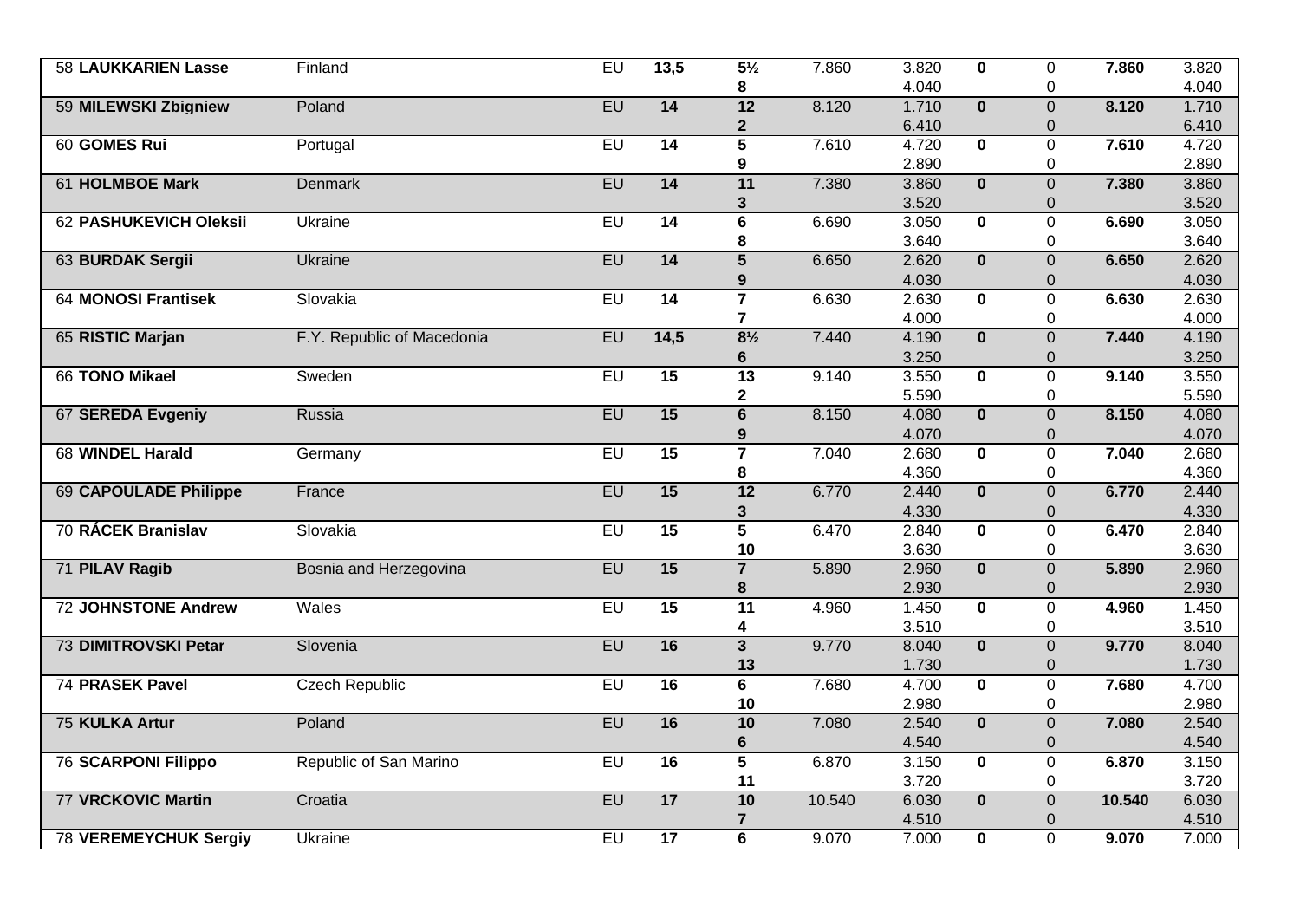| | | | | | | | | | | |
|---|---|---|---|---|---|---|---|---|---|---|
| 58 **LAUKKARIEN Lasse** | Finland | EU | **13,5** | **5½** | 7.860 | 3.820 | **0** | 0 | **7.860** | 3.820 |
| | | | | **8** | | 4.040 | | 0 | | 4.040 |
| 59 **MILEWSKI Zbigniew** | Poland | EU | **14** | **12** | 8.120 | 1.710 | **0** | 0 | **8.120** | 1.710 |
| | | | | **2** | | 6.410 | | 0 | | 6.410 |
| 60 **GOMES Rui** | Portugal | EU | **14** | **5** | 7.610 | 4.720 | **0** | 0 | **7.610** | 4.720 |
| | | | | **9** | | 2.890 | | 0 | | 2.890 |
| 61 **HOLMBOE Mark** | Denmark | EU | **14** | **11** | 7.380 | 3.860 | **0** | 0 | **7.380** | 3.860 |
| | | | | **3** | | 3.520 | | 0 | | 3.520 |
| 62 **PASHUKEVICH Oleksii** | Ukraine | EU | **14** | **6** | 6.690 | 3.050 | **0** | 0 | **6.690** | 3.050 |
| | | | | **8** | | 3.640 | | 0 | | 3.640 |
| 63 **BURDAK Sergii** | Ukraine | EU | **14** | **5** | 6.650 | 2.620 | **0** | 0 | **6.650** | 2.620 |
| | | | | **9** | | 4.030 | | 0 | | 4.030 |
| 64 **MONOSI Frantisek** | Slovakia | EU | **14** | **7** | 6.630 | 2.630 | **0** | 0 | **6.630** | 2.630 |
| | | | | **7** | | 4.000 | | 0 | | 4.000 |
| 65 **RISTIC Marjan** | F.Y. Republic of Macedonia | EU | **14,5** | **8½** | 7.440 | 4.190 | **0** | 0 | **7.440** | 4.190 |
| | | | | **6** | | 3.250 | | 0 | | 3.250 |
| 66 **TONO Mikael** | Sweden | EU | **15** | **13** | 9.140 | 3.550 | **0** | 0 | **9.140** | 3.550 |
| | | | | **2** | | 5.590 | | 0 | | 5.590 |
| 67 **SEREDA Evgeniy** | Russia | EU | **15** | **6** | 8.150 | 4.080 | **0** | 0 | **8.150** | 4.080 |
| | | | | **9** | | 4.070 | | 0 | | 4.070 |
| 68 **WINDEL Harald** | Germany | EU | **15** | **7** | 7.040 | 2.680 | **0** | 0 | **7.040** | 2.680 |
| | | | | **8** | | 4.360 | | 0 | | 4.360 |
| 69 **CAPOULADE Philippe** | France | EU | **15** | **12** | 6.770 | 2.440 | **0** | 0 | **6.770** | 2.440 |
| | | | | **3** | | 4.330 | | 0 | | 4.330 |
| 70 **RÁCEK Branislav** | Slovakia | EU | **15** | **5** | 6.470 | 2.840 | **0** | 0 | **6.470** | 2.840 |
| | | | | **10** | | 3.630 | | 0 | | 3.630 |
| 71 **PILAV Ragib** | Bosnia and Herzegovina | EU | **15** | **7** | 5.890 | 2.960 | **0** | 0 | **5.890** | 2.960 |
| | | | | **8** | | 2.930 | | 0 | | 2.930 |
| 72 **JOHNSTONE Andrew** | Wales | EU | **15** | **11** | 4.960 | 1.450 | **0** | 0 | **4.960** | 1.450 |
| | | | | **4** | | 3.510 | | 0 | | 3.510 |
| 73 **DIMITROVSKI Petar** | Slovenia | EU | **16** | **3** | 9.770 | 8.040 | **0** | 0 | **9.770** | 8.040 |
| | | | | **13** | | 1.730 | | 0 | | 1.730 |
| 74 **PRASEK Pavel** | Czech Republic | EU | **16** | **6** | 7.680 | 4.700 | **0** | 0 | **7.680** | 4.700 |
| | | | | **10** | | 2.980 | | 0 | | 2.980 |
| 75 **KULKA Artur** | Poland | EU | **16** | **10** | 7.080 | 2.540 | **0** | 0 | **7.080** | 2.540 |
| | | | | **6** | | 4.540 | | 0 | | 4.540 |
| 76 **SCARPONI Filippo** | Republic of San Marino | EU | **16** | **5** | 6.870 | 3.150 | **0** | 0 | **6.870** | 3.150 |
| | | | | **11** | | 3.720 | | 0 | | 3.720 |
| 77 **VRCKOVIC Martin** | Croatia | EU | **17** | **10** | 10.540 | 6.030 | **0** | 0 | **10.540** | 6.030 |
| | | | | **7** | | 4.510 | | 0 | | 4.510 |
| 78 **VEREMEYCHUK Sergiy** | Ukraine | EU | **17** | **6** | 9.070 | 7.000 | **0** | 0 | **9.070** | 7.000 |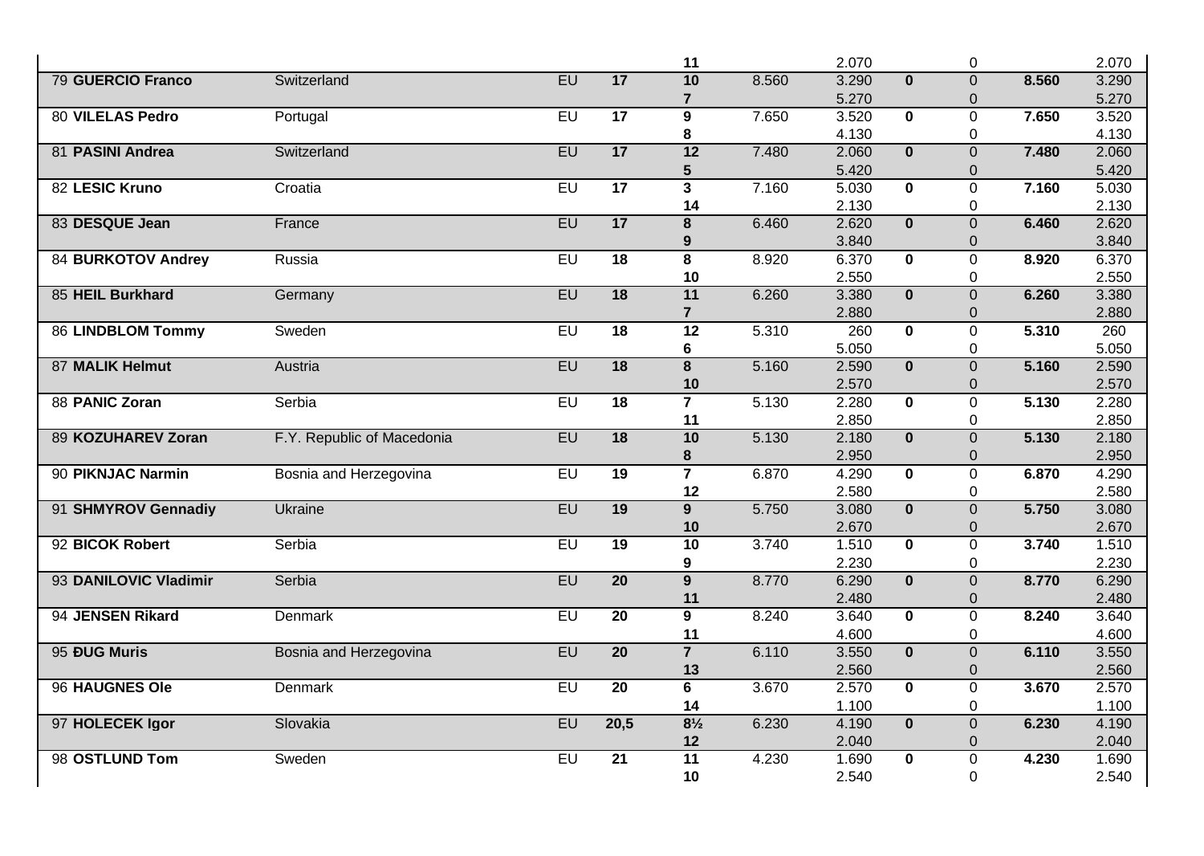| | | | | 11 | | 2.070 | | 0 | | 2.070 |
|---|---|---|---|---|---|---|---|---|---|---|
| 79 **GUERCIO Franco** | Switzerland | EU | **17** | **10** | 8.560 | 3.290 | **0** | 0 | **8.560** | 3.290 |
| | | | | **7** | | 5.270 | | 0 | | 5.270 |
| 80 **VILELAS Pedro** | Portugal | EU | **17** | **9** | 7.650 | 3.520 | **0** | 0 | **7.650** | 3.520 |
| | | | | **8** | | 4.130 | | 0 | | 4.130 |
| 81 **PASINI Andrea** | Switzerland | EU | **17** | **12** | 7.480 | 2.060 | **0** | 0 | **7.480** | 2.060 |
| | | | | **5** | | 5.420 | | 0 | | 5.420 |
| 82 **LESIC Kruno** | Croatia | EU | **17** | **3** | 7.160 | 5.030 | **0** | 0 | **7.160** | 5.030 |
| | | | | **14** | | 2.130 | | 0 | | 2.130 |
| 83 **DESQUE Jean** | France | EU | **17** | **8** | 6.460 | 2.620 | **0** | 0 | **6.460** | 2.620 |
| | | | | **9** | | 3.840 | | 0 | | 3.840 |
| 84 **BURKOTOV Andrey** | Russia | EU | **18** | **8** | 8.920 | 6.370 | **0** | 0 | **8.920** | 6.370 |
| | | | | **10** | | 2.550 | | 0 | | 2.550 |
| 85 **HEIL Burkhard** | Germany | EU | **18** | **11** | 6.260 | 3.380 | **0** | 0 | **6.260** | 3.380 |
| | | | | **7** | | 2.880 | | 0 | | 2.880 |
| 86 **LINDBLOM Tommy** | Sweden | EU | **18** | **12** | 5.310 | 260 | **0** | 0 | **5.310** | 260 |
| | | | | **6** | | 5.050 | | 0 | | 5.050 |
| 87 **MALIK Helmut** | Austria | EU | **18** | **8** | 5.160 | 2.590 | **0** | 0 | **5.160** | 2.590 |
| | | | | **10** | | 2.570 | | 0 | | 2.570 |
| 88 **PANIC Zoran** | Serbia | EU | **18** | **7** | 5.130 | 2.280 | **0** | 0 | **5.130** | 2.280 |
| | | | | **11** | | 2.850 | | 0 | | 2.850 |
| 89 **KOZUHAREV Zoran** | F.Y. Republic of Macedonia | EU | **18** | **10** | 5.130 | 2.180 | **0** | 0 | **5.130** | 2.180 |
| | | | | **8** | | 2.950 | | 0 | | 2.950 |
| 90 **PIKNJAC Narmin** | Bosnia and Herzegovina | EU | **19** | **7** | 6.870 | 4.290 | **0** | 0 | **6.870** | 4.290 |
| | | | | **12** | | 2.580 | | 0 | | 2.580 |
| 91 **SHMYROV Gennadiy** | Ukraine | EU | **19** | **9** | 5.750 | 3.080 | **0** | 0 | **5.750** | 3.080 |
| | | | | **10** | | 2.670 | | 0 | | 2.670 |
| 92 **BICOK Robert** | Serbia | EU | **19** | **10** | 3.740 | 1.510 | **0** | 0 | **3.740** | 1.510 |
| | | | | **9** | | 2.230 | | 0 | | 2.230 |
| 93 **DANILOVIC Vladimir** | Serbia | EU | **20** | **9** | 8.770 | 6.290 | **0** | 0 | **8.770** | 6.290 |
| | | | | **11** | | 2.480 | | 0 | | 2.480 |
| 94 **JENSEN Rikard** | Denmark | EU | **20** | **9** | 8.240 | 3.640 | **0** | 0 | **8.240** | 3.640 |
| | | | | **11** | | 4.600 | | 0 | | 4.600 |
| 95 **ĐUG Muris** | Bosnia and Herzegovina | EU | **20** | **7** | 6.110 | 3.550 | **0** | 0 | **6.110** | 3.550 |
| | | | | **13** | | 2.560 | | 0 | | 2.560 |
| 96 **HAUGNES Ole** | Denmark | EU | **20** | **6** | 3.670 | 2.570 | **0** | 0 | **3.670** | 2.570 |
| | | | | **14** | | 1.100 | | 0 | | 1.100 |
| 97 **HOLECEK Igor** | Slovakia | EU | **20,5** | **8½** | 6.230 | 4.190 | **0** | 0 | **6.230** | 4.190 |
| | | | | **12** | | 2.040 | | 0 | | 2.040 |
| 98 **OSTLUND Tom** | Sweden | EU | **21** | **11** | 4.230 | 1.690 | **0** | 0 | **4.230** | 1.690 |
| | | | | **10** | | 2.540 | | 0 | | 2.540 |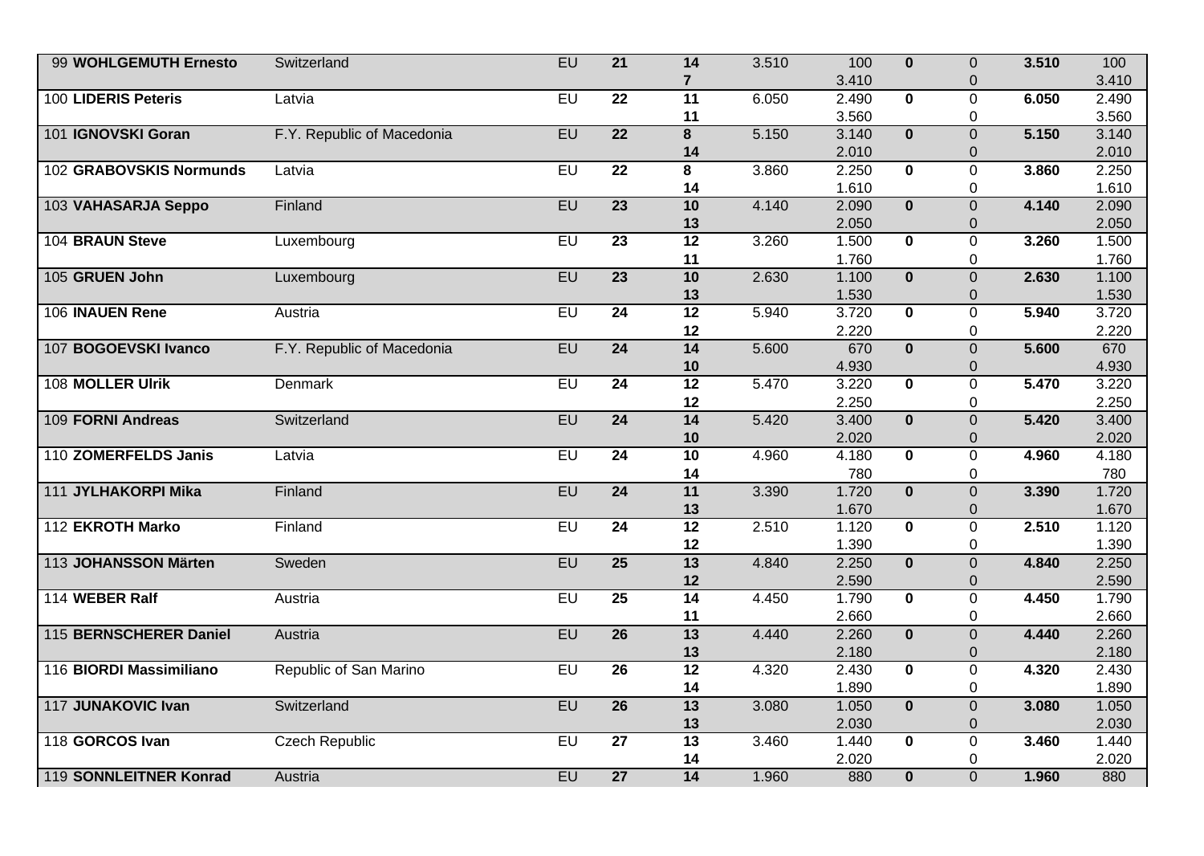| | | | | | | | | | | |
|---|---|---|---|---|---|---|---|---|---|---|
| 99 **WOHLGEMUTH Ernesto** | Switzerland | EU | **21** | **14** | 3.510 | 100 | **0** | 0 | **3.510** | 100 |
| | | | | **7** | | 3.410 | | 0 | | 3.410 |
| 100 **LIDERIS Peteris** | Latvia | EU | **22** | **11** | 6.050 | 2.490 | **0** | 0 | **6.050** | 2.490 |
| | | | | **11** | | 3.560 | | 0 | | 3.560 |
| 101 **IGNOVSKI Goran** | F.Y. Republic of Macedonia | EU | **22** | **8** | 5.150 | 3.140 | **0** | 0 | **5.150** | 3.140 |
| | | | | **14** | | 2.010 | | 0 | | 2.010 |
| 102 **GRABOVSKIS Normunds** | Latvia | EU | **22** | **8** | 3.860 | 2.250 | **0** | 0 | **3.860** | 2.250 |
| | | | | **14** | | 1.610 | | 0 | | 1.610 |
| 103 **VAHASARJA Seppo** | Finland | EU | **23** | **10** | 4.140 | 2.090 | **0** | 0 | **4.140** | 2.090 |
| | | | | **13** | | 2.050 | | 0 | | 2.050 |
| 104 **BRAUN Steve** | Luxembourg | EU | **23** | **12** | 3.260 | 1.500 | **0** | 0 | **3.260** | 1.500 |
| | | | | **11** | | 1.760 | | 0 | | 1.760 |
| 105 **GRUEN John** | Luxembourg | EU | **23** | **10** | 2.630 | 1.100 | **0** | 0 | **2.630** | 1.100 |
| | | | | **13** | | 1.530 | | 0 | | 1.530 |
| 106 **INAUEN Rene** | Austria | EU | **24** | **12** | 5.940 | 3.720 | **0** | 0 | **5.940** | 3.720 |
| | | | | **12** | | 2.220 | | 0 | | 2.220 |
| 107 **BOGOEVSKI Ivanco** | F.Y. Republic of Macedonia | EU | **24** | **14** | 5.600 | 670 | **0** | 0 | **5.600** | 670 |
| | | | | **10** | | 4.930 | | 0 | | 4.930 |
| 108 **MOLLER Ulrik** | Denmark | EU | **24** | **12** | 5.470 | 3.220 | **0** | 0 | **5.470** | 3.220 |
| | | | | **12** | | 2.250 | | 0 | | 2.250 |
| 109 **FORNI Andreas** | Switzerland | EU | **24** | **14** | 5.420 | 3.400 | **0** | 0 | **5.420** | 3.400 |
| | | | | **10** | | 2.020 | | 0 | | 2.020 |
| 110 **ZOMERFELDS Janis** | Latvia | EU | **24** | **10** | 4.960 | 4.180 | **0** | 0 | **4.960** | 4.180 |
| | | | | **14** | | 780 | | 0 | | 780 |
| 111 **JYLHAKORPI Mika** | Finland | EU | **24** | **11** | 3.390 | 1.720 | **0** | 0 | **3.390** | 1.720 |
| | | | | **13** | | 1.670 | | 0 | | 1.670 |
| 112 **EKROTH Marko** | Finland | EU | **24** | **12** | 2.510 | 1.120 | **0** | 0 | **2.510** | 1.120 |
| | | | | **12** | | 1.390 | | 0 | | 1.390 |
| 113 **JOHANSSON Märten** | Sweden | EU | **25** | **13** | 4.840 | 2.250 | **0** | 0 | **4.840** | 2.250 |
| | | | | **12** | | 2.590 | | 0 | | 2.590 |
| 114 **WEBER Ralf** | Austria | EU | **25** | **14** | 4.450 | 1.790 | **0** | 0 | **4.450** | 1.790 |
| | | | | **11** | | 2.660 | | 0 | | 2.660 |
| 115 **BERNSCHERER Daniel** | Austria | EU | **26** | **13** | 4.440 | 2.260 | **0** | 0 | **4.440** | 2.260 |
| | | | | **13** | | 2.180 | | 0 | | 2.180 |
| 116 **BIORDI Massimiliano** | Republic of San Marino | EU | **26** | **12** | 4.320 | 2.430 | **0** | 0 | **4.320** | 2.430 |
| | | | | **14** | | 1.890 | | 0 | | 1.890 |
| 117 **JUNAKOVIC Ivan** | Switzerland | EU | **26** | **13** | 3.080 | 1.050 | **0** | 0 | **3.080** | 1.050 |
| | | | | **13** | | 2.030 | | 0 | | 2.030 |
| 118 **GORCOS Ivan** | Czech Republic | EU | **27** | **13** | 3.460 | 1.440 | **0** | 0 | **3.460** | 1.440 |
| | | | | **14** | | 2.020 | | 0 | | 2.020 |
| 119 **SONNLEITNER Konrad** | Austria | EU | **27** | **14** | 1.960 | 880 | **0** | 0 | **1.960** | 880 |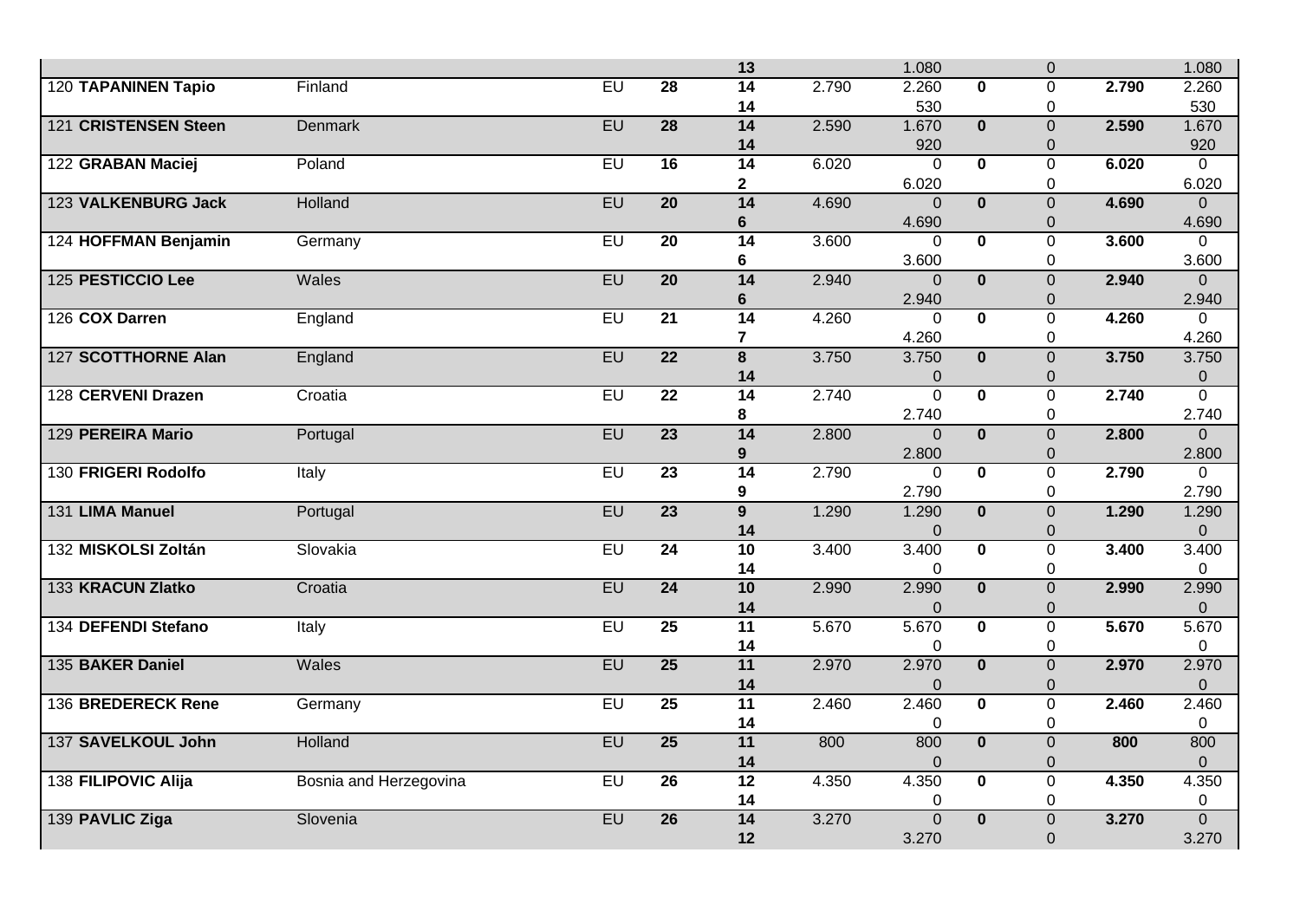| | | | | | | | | | | |
|---|---|---|---|---|---|---|---|---|---|---|
| | | | | **13** | | 1.080 | | 0 | | 1.080 |
| 120 **TAPANINEN Tapio** | Finland | EU | **28** | **14** | 2.790 | 2.260 | **0** | 0 | **2.790** | 2.260 |
| | | | | **14** | | 530 | | 0 | | 530 |
| 121 **CRISTENSEN Steen** | Denmark | EU | **28** | **14** | 2.590 | 1.670 | **0** | 0 | **2.590** | 1.670 |
| | | | | **14** | | 920 | | 0 | | 920 |
| 122 **GRABAN Maciej** | Poland | EU | **16** | **14** | 6.020 | 0 | **0** | 0 | **6.020** | 0 |
| | | | | **2** | | 6.020 | | 0 | | 6.020 |
| 123 **VALKENBURG Jack** | Holland | EU | **20** | **14** | 4.690 | 0 | **0** | 0 | **4.690** | 0 |
| | | | | **6** | | 4.690 | | 0 | | 4.690 |
| 124 **HOFFMAN Benjamin** | Germany | EU | **20** | **14** | 3.600 | 0 | **0** | 0 | **3.600** | 0 |
| | | | | **6** | | 3.600 | | 0 | | 3.600 |
| 125 **PESTICCIO Lee** | Wales | EU | **20** | **14** | 2.940 | 0 | **0** | 0 | **2.940** | 0 |
| | | | | **6** | | 2.940 | | 0 | | 2.940 |
| 126 **COX Darren** | England | EU | **21** | **14** | 4.260 | 0 | **0** | 0 | **4.260** | 0 |
| | | | | **7** | | 4.260 | | 0 | | 4.260 |
| 127 **SCOTTHORNE Alan** | England | EU | **22** | **8** | 3.750 | 3.750 | **0** | 0 | **3.750** | 3.750 |
| | | | | **14** | | 0 | | 0 | | 0 |
| 128 **CERVENI Drazen** | Croatia | EU | **22** | **14** | 2.740 | 0 | **0** | 0 | **2.740** | 0 |
| | | | | **8** | | 2.740 | | 0 | | 2.740 |
| 129 **PEREIRA Mario** | Portugal | EU | **23** | **14** | 2.800 | 0 | **0** | 0 | **2.800** | 0 |
| | | | | **9** | | 2.800 | | 0 | | 2.800 |
| 130 **FRIGERI Rodolfo** | Italy | EU | **23** | **14** | 2.790 | 0 | **0** | 0 | **2.790** | 0 |
| | | | | **9** | | 2.790 | | 0 | | 2.790 |
| 131 **LIMA Manuel** | Portugal | EU | **23** | **9** | 1.290 | 1.290 | **0** | 0 | **1.290** | 1.290 |
| | | | | **14** | | 0 | | 0 | | 0 |
| 132 **MISKOLSI Zoltán** | Slovakia | EU | **24** | **10** | 3.400 | 3.400 | **0** | 0 | **3.400** | 3.400 |
| | | | | **14** | | 0 | | 0 | | 0 |
| 133 **KRACUN Zlatko** | Croatia | EU | **24** | **10** | 2.990 | 2.990 | **0** | 0 | **2.990** | 2.990 |
| | | | | **14** | | 0 | | 0 | | 0 |
| 134 **DEFENDI Stefano** | Italy | EU | **25** | **11** | 5.670 | 5.670 | **0** | 0 | **5.670** | 5.670 |
| | | | | **14** | | 0 | | 0 | | 0 |
| 135 **BAKER Daniel** | Wales | EU | **25** | **11** | 2.970 | 2.970 | **0** | 0 | **2.970** | 2.970 |
| | | | | **14** | | 0 | | 0 | | 0 |
| 136 **BREDERECK Rene** | Germany | EU | **25** | **11** | 2.460 | 2.460 | **0** | 0 | **2.460** | 2.460 |
| | | | | **14** | | 0 | | 0 | | 0 |
| 137 **SAVELKOUL John** | Holland | EU | **25** | **11** | 800 | 800 | **0** | 0 | **800** | 800 |
| | | | | **14** | | 0 | | 0 | | 0 |
| 138 **FILIPOVIC Alija** | Bosnia and Herzegovina | EU | **26** | **12** | 4.350 | 4.350 | **0** | 0 | **4.350** | 4.350 |
| | | | | **14** | | 0 | | 0 | | 0 |
| 139 **PAVLIC Ziga** | Slovenia | EU | **26** | **14** | 3.270 | 0 | **0** | 0 | **3.270** | 0 |
| | | | | **12** | | 3.270 | | 0 | | 3.270 |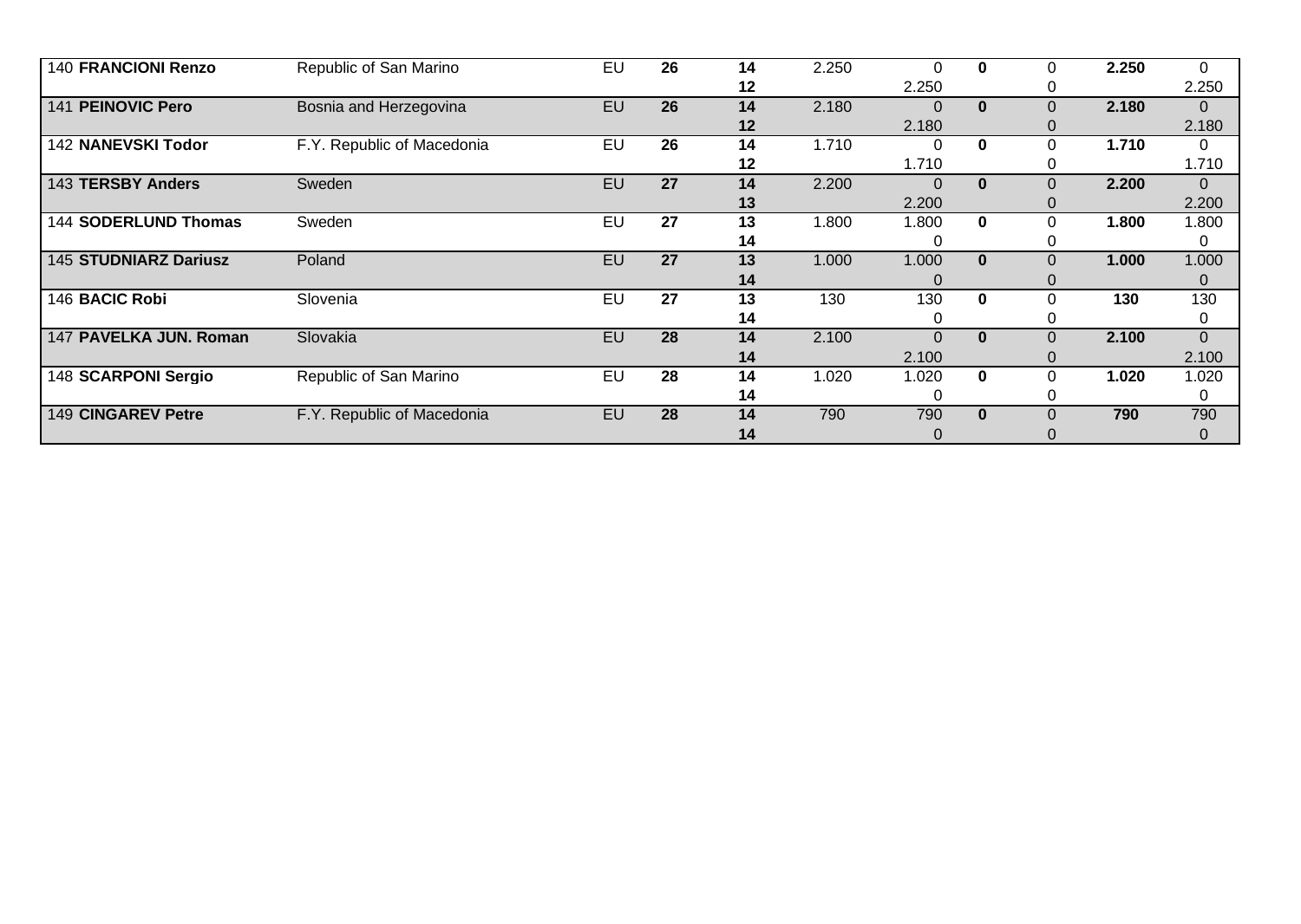| | | | | | | | | | | |
|---|---|---|---|---|---|---|---|---|---|---|
| 140 **FRANCIONI Renzo** | Republic of San Marino | EU | **26** | **14** | 2.250 | 0 | **0** | 0 | **2.250** | 0 |
| | | | | **12** | | 2.250 | | 0 | | 2.250 |
| 141 **PEINOVIC Pero** | Bosnia and Herzegovina | EU | **26** | **14** | 2.180 | 0 | **0** | 0 | **2.180** | 0 |
| | | | | **12** | | 2.180 | | 0 | | 2.180 |
| 142 **NANEVSKI Todor** | F.Y. Republic of Macedonia | EU | **26** | **14** | 1.710 | 0 | **0** | 0 | **1.710** | 0 |
| | | | | **12** | | 1.710 | | 0 | | 1.710 |
| 143 **TERSBY Anders** | Sweden | EU | **27** | **14** | 2.200 | 0 | **0** | 0 | **2.200** | 0 |
| | | | | **13** | | 2.200 | | 0 | | 2.200 |
| 144 **SODERLUND Thomas** | Sweden | EU | **27** | **13** | 1.800 | 1.800 | **0** | 0 | **1.800** | 1.800 |
| | | | | **14** | | 0 | | 0 | | 0 |
| 145 **STUDNIARZ Dariusz** | Poland | EU | **27** | **13** | 1.000 | 1.000 | **0** | 0 | **1.000** | 1.000 |
| | | | | **14** | | 0 | | 0 | | 0 |
| 146 **BACIC Robi** | Slovenia | EU | **27** | **13** | 130 | 130 | **0** | 0 | **130** | 130 |
| | | | | **14** | | 0 | | 0 | | 0 |
| 147 **PAVELKA JUN. Roman** | Slovakia | EU | **28** | **14** | 2.100 | 0 | **0** | 0 | **2.100** | 0 |
| | | | | **14** | | 2.100 | | 0 | | 2.100 |
| 148 **SCARPONI Sergio** | Republic of San Marino | EU | **28** | **14** | 1.020 | 1.020 | **0** | 0 | **1.020** | 1.020 |
| | | | | **14** | | 0 | | 0 | | 0 |
| 149 **CINGAREV Petre** | F.Y. Republic of Macedonia | EU | **28** | **14** | 790 | 790 | **0** | 0 | **790** | 790 |
| | | | | **14** | | 0 | | 0 | | 0 |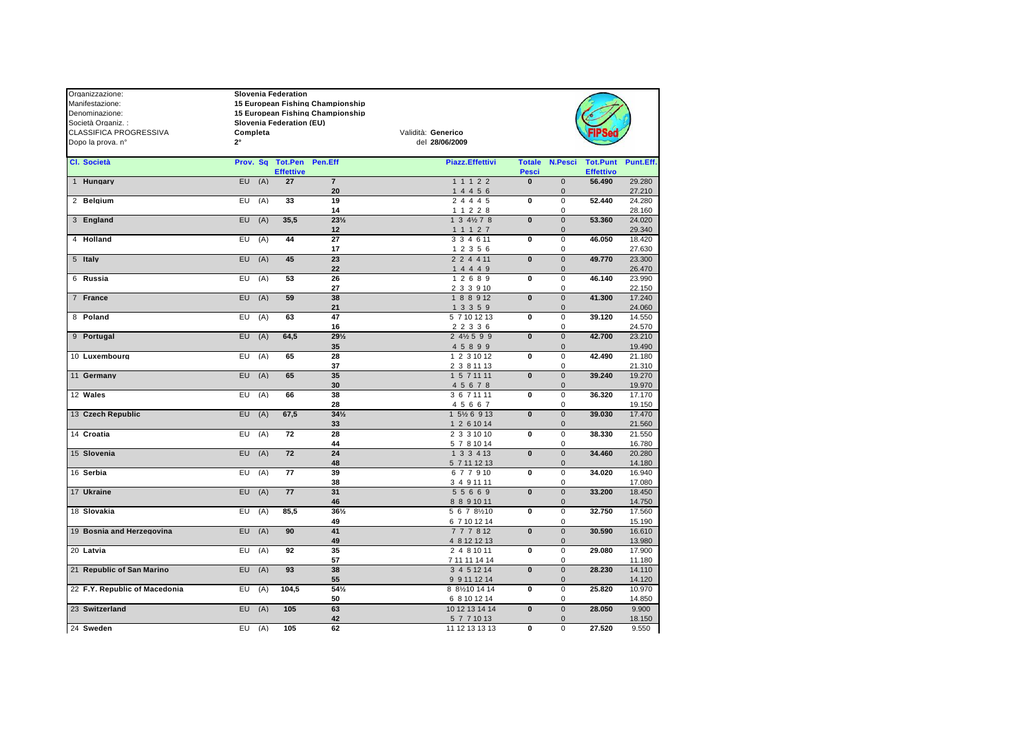| | | |
|---|---|---|
| Organizzazione: | Slovenia Federation | |
| Manifestazione: | 15 European Fishing Championship | |
| Denominazione: | 15 European Fishing Championship | |
| Società Organiz. : | Slovenia Federation (EU) | |
| CLASSIFICA PROGRESSIVA | Completa | Validità: Generico |
| Dopo la prova. n° | 2° | del 28/06/2009 |

| Cl. | Società | Prov. | Sq | Tot.Pen Effettive | Pen.Eff | Piazz.Effettivi | Totale Pesci | N.Pesci | Tot.Punt Effettivo | Punt.Eff. |
|---|---|---|---|---|---|---|---|---|---|---|
| 1 | Hungary | EU | (A) | 27 | 7 | 1 1 1 2 2 | 0 | 0 | 56.490 | 29.280 |
| | | | | | 20 | 1 4 4 5 6 | | 0 | | 27.210 |
| 2 | Belgium | EU | (A) | 33 | 19 | 2 4 4 4 5 | 0 | 0 | 52.440 | 24.280 |
| | | | | | 14 | 1 1 2 2 8 | | 0 | | 28.160 |
| 3 | England | EU | (A) | 35,5 | 23½ | 1 3 4½ 7 8 | 0 | 0 | 53.360 | 24.020 |
| | | | | | 12 | 1 1 1 2 7 | | 0 | | 29.340 |
| 4 | Holland | EU | (A) | 44 | 27 | 3 3 4 6 11 | 0 | 0 | 46.050 | 18.420 |
| | | | | | 17 | 1 2 3 5 6 | | 0 | | 27.630 |
| 5 | Italy | EU | (A) | 45 | 23 | 2 2 4 4 11 | 0 | 0 | 49.770 | 23.300 |
| | | | | | 22 | 1 4 4 4 9 | | 0 | | 26.470 |
| 6 | Russia | EU | (A) | 53 | 26 | 1 2 6 8 9 | 0 | 0 | 46.140 | 23.990 |
| | | | | | 27 | 2 3 3 9 10 | | 0 | | 22.150 |
| 7 | France | EU | (A) | 59 | 38 | 1 8 8 9 12 | 0 | 0 | 41.300 | 17.240 |
| | | | | | 21 | 1 3 3 5 9 | | 0 | | 24.060 |
| 8 | Poland | EU | (A) | 63 | 47 | 5 7 10 12 13 | 0 | 0 | 39.120 | 14.550 |
| | | | | | 16 | 2 2 3 3 6 | | 0 | | 24.570 |
| 9 | Portugal | EU | (A) | 64,5 | 29½ | 2 4½ 5 9 9 | 0 | 0 | 42.700 | 23.210 |
| | | | | | 35 | 4 5 8 9 9 | | 0 | | 19.490 |
| 10 | Luxembourg | EU | (A) | 65 | 28 | 1 2 3 10 12 | 0 | 0 | 42.490 | 21.180 |
| | | | | | 37 | 2 3 8 11 13 | | 0 | | 21.310 |
| 11 | Germany | EU | (A) | 65 | 35 | 1 5 7 11 11 | 0 | 0 | 39.240 | 19.270 |
| | | | | | 30 | 4 5 6 7 8 | | 0 | | 19.970 |
| 12 | Wales | EU | (A) | 66 | 38 | 3 6 7 11 11 | 0 | 0 | 36.320 | 17.170 |
| | | | | | 28 | 4 5 6 6 7 | | 0 | | 19.150 |
| 13 | Czech Republic | EU | (A) | 67,5 | 34½ | 1 5½ 6 9 13 | 0 | 0 | 39.030 | 17.470 |
| | | | | | 33 | 1 2 6 10 14 | | 0 | | 21.560 |
| 14 | Croatia | EU | (A) | 72 | 28 | 2 3 3 10 10 | 0 | 0 | 38.330 | 21.550 |
| | | | | | 44 | 5 7 8 10 14 | | 0 | | 16.780 |
| 15 | Slovenia | EU | (A) | 72 | 24 | 1 3 3 4 13 | 0 | 0 | 34.460 | 20.280 |
| | | | | | 48 | 5 7 11 12 13 | | 0 | | 14.180 |
| 16 | Serbia | EU | (A) | 77 | 39 | 6 7 7 9 10 | 0 | 0 | 34.020 | 16.940 |
| | | | | | 38 | 3 4 9 11 11 | | 0 | | 17.080 |
| 17 | Ukraine | EU | (A) | 77 | 31 | 5 5 6 6 9 | 0 | 0 | 33.200 | 18.450 |
| | | | | | 46 | 8 8 9 10 11 | | 0 | | 14.750 |
| 18 | Slovakia | EU | (A) | 85,5 | 36½ | 5 6 7 8½10 | 0 | 0 | 32.750 | 17.560 |
| | | | | | 49 | 6 7 10 12 14 | | 0 | | 15.190 |
| 19 | Bosnia and Herzegovina | EU | (A) | 90 | 41 | 7 7 7 8 12 | 0 | 0 | 30.590 | 16.610 |
| | | | | | 49 | 4 8 12 12 13 | | 0 | | 13.980 |
| 20 | Latvia | EU | (A) | 92 | 35 | 2 4 8 10 11 | 0 | 0 | 29.080 | 17.900 |
| | | | | | 57 | 7 11 11 14 14 | | 0 | | 11.180 |
| 21 | Republic of San Marino | EU | (A) | 93 | 38 | 3 4 5 12 14 | 0 | 0 | 28.230 | 14.110 |
| | | | | | 55 | 9 9 11 12 14 | | 0 | | 14.120 |
| 22 | F.Y. Republic of Macedonia | EU | (A) | 104,5 | 54½ | 8 8½10 14 14 | 0 | 0 | 25.820 | 10.970 |
| | | | | | 50 | 6 8 10 12 14 | | 0 | | 14.850 |
| 23 | Switzerland | EU | (A) | 105 | 63 | 10 12 13 14 14 | 0 | 0 | 28.050 | 9.900 |
| | | | | | 42 | 5 7 7 10 13 | | 0 | | 18.150 |
| 24 | Sweden | EU | (A) | 105 | 62 | 11 12 13 13 13 | 0 | 0 | 27.520 | 9.550 |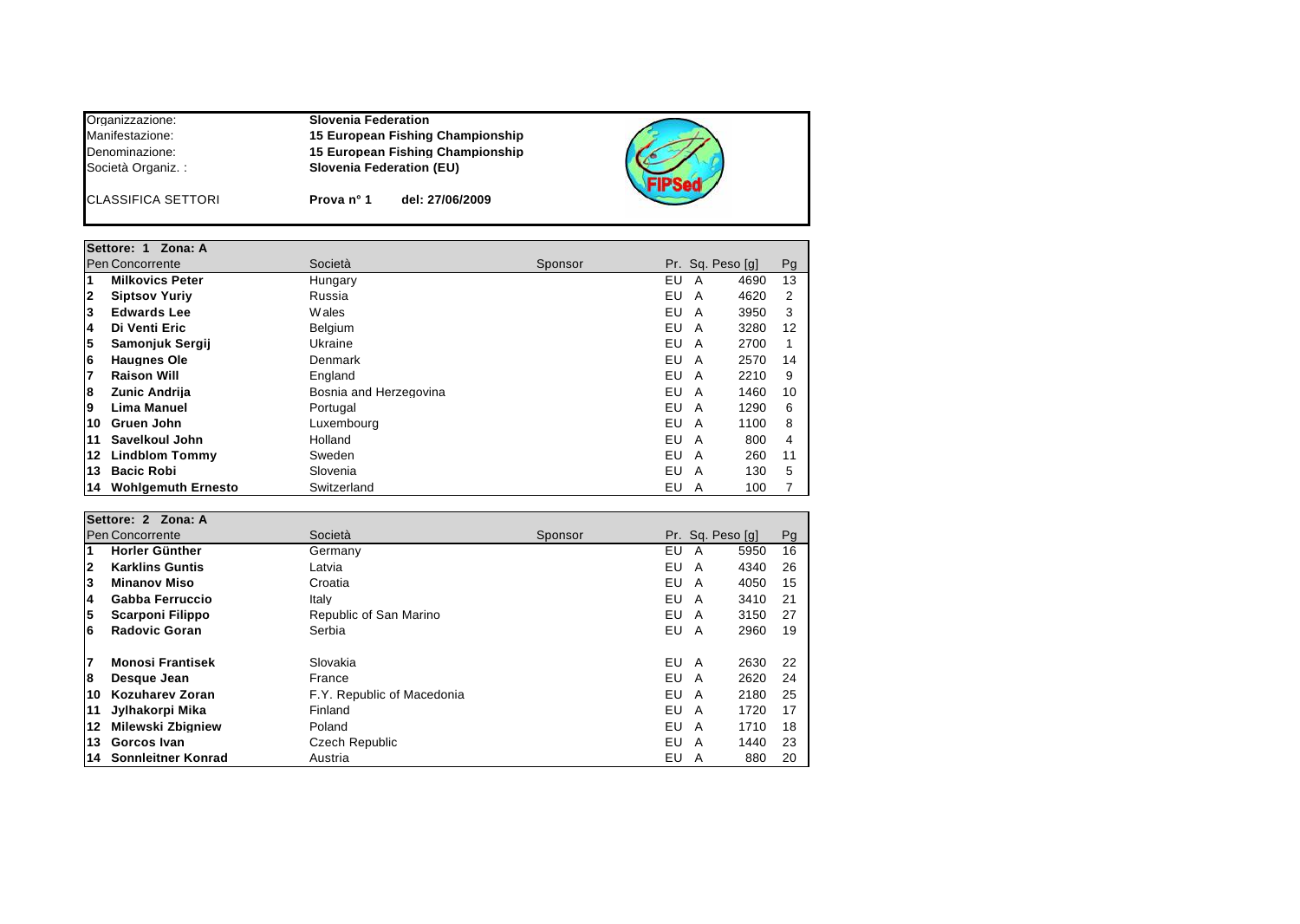| | |
|---|---|
| Organizzazione: | **Slovenia Federation** |
| Manifestazione: | **15 European Fishing Championship** |
| Denominazione: | **15 European Fishing Championship** |
| Società Organiz. : | **Slovenia Federation (EU)** |
| CLASSIFICA SETTORI | **Prova n° 1 del: 27/06/2009** |

**Settore: 1 Zona: A**

| Pen | Concorrente | Società | Sponsor | Pr. | Sq. | Peso [g] | Pg |
|---|---|---|---|---|---|---|---|
| 1 | **Milkovics Peter** | Hungary | | EU | A | 4690 | 13 |
| 2 | **Siptsov Yuriy** | Russia | | EU | A | 4620 | 2 |
| 3 | **Edwards Lee** | Wales | | EU | A | 3950 | 3 |
| 4 | **Di Venti Eric** | Belgium | | EU | A | 3280 | 12 |
| 5 | **Samonjuk Sergij** | Ukraine | | EU | A | 2700 | 1 |
| 6 | **Haugnes Ole** | Denmark | | EU | A | 2570 | 14 |
| 7 | **Raison Will** | England | | EU | A | 2210 | 9 |
| 8 | **Zunic Andrija** | Bosnia and Herzegovina | | EU | A | 1460 | 10 |
| 9 | **Lima Manuel** | Portugal | | EU | A | 1290 | 6 |
| 10 | **Gruen John** | Luxembourg | | EU | A | 1100 | 8 |
| 11 | **Savelkoul John** | Holland | | EU | A | 800 | 4 |
| 12 | **Lindblom Tommy** | Sweden | | EU | A | 260 | 11 |
| 13 | **Bacic Robi** | Slovenia | | EU | A | 130 | 5 |
| 14 | **Wohlgemuth Ernesto** | Switzerland | | EU | A | 100 | 7 |

**Settore: 2 Zona: A**

| Pen | Concorrente | Società | Sponsor | Pr. | Sq. | Peso [g] | Pg |
|---|---|---|---|---|---|---|---|
| 1 | **Horler Günther** | Germany | | EU | A | 5950 | 16 |
| 2 | **Karklins Guntis** | Latvia | | EU | A | 4340 | 26 |
| 3 | **Minanov Miso** | Croatia | | EU | A | 4050 | 15 |
| 4 | **Gabba Ferruccio** | Italy | | EU | A | 3410 | 21 |
| 5 | **Scarponi Filippo** | Republic of San Marino | | EU | A | 3150 | 27 |
| 6 | **Radovic Goran** | Serbia | | EU | A | 2960 | 19 |
| 7 | **Monosi Frantisek** | Slovakia | | EU | A | 2630 | 22 |
| 8 | **Desque Jean** | France | | EU | A | 2620 | 24 |
| 10 | **Kozuharev Zoran** | F.Y. Republic of Macedonia | | EU | A | 2180 | 25 |
| 11 | **Jylhakorpi Mika** | Finland | | EU | A | 1720 | 17 |
| 12 | **Milewski Zbigniew** | Poland | | EU | A | 1710 | 18 |
| 13 | **Gorcos Ivan** | Czech Republic | | EU | A | 1440 | 23 |
| 14 | **Sonnleitner Konrad** | Austria | | EU | A | 880 | 20 |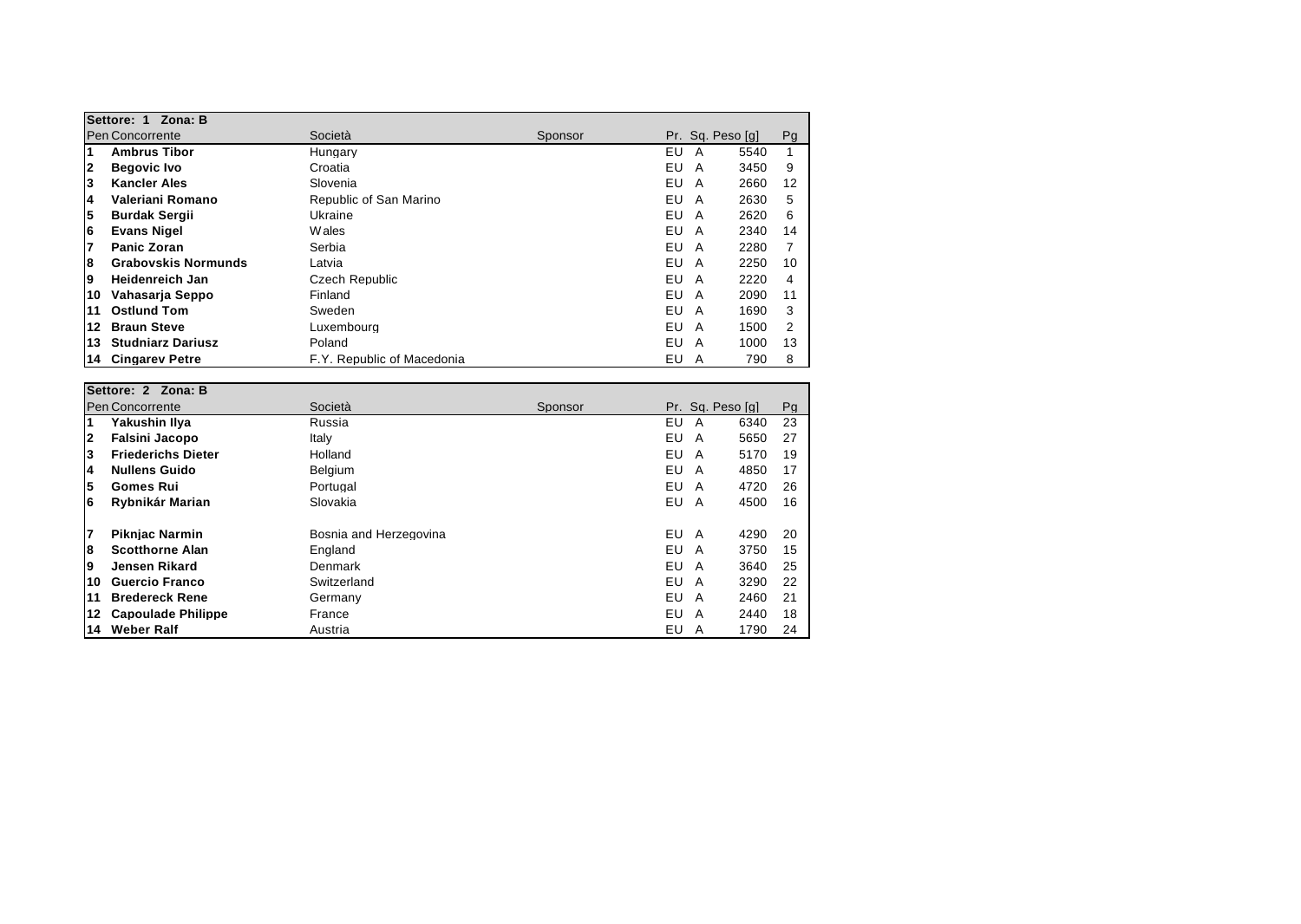**Settore: 1 Zona: B**

| Pen | Concorrente | Società | Sponsor | Pr. | Sq. | Peso [g] | Pg |
|---|---|---|---|---|---|---|---|
| **1** | **Ambrus Tibor** | Hungary | | EU | A | 5540 | 1 |
| **2** | **Begovic Ivo** | Croatia | | EU | A | 3450 | 9 |
| **3** | **Kancler Ales** | Slovenia | | EU | A | 2660 | 12 |
| **4** | **Valeriani Romano** | Republic of San Marino | | EU | A | 2630 | 5 |
| **5** | **Burdak Sergii** | Ukraine | | EU | A | 2620 | 6 |
| **6** | **Evans Nigel** | Wales | | EU | A | 2340 | 14 |
| **7** | **Panic Zoran** | Serbia | | EU | A | 2280 | 7 |
| **8** | **Grabovskis Normunds** | Latvia | | EU | A | 2250 | 10 |
| **9** | **Heidenreich Jan** | Czech Republic | | EU | A | 2220 | 4 |
| **10** | **Vahasarja Seppo** | Finland | | EU | A | 2090 | 11 |
| **11** | **Ostlund Tom** | Sweden | | EU | A | 1690 | 3 |
| **12** | **Braun Steve** | Luxembourg | | EU | A | 1500 | 2 |
| **13** | **Studniarz Dariusz** | Poland | | EU | A | 1000 | 13 |
| **14** | **Cingarev Petre** | F.Y. Republic of Macedonia | | EU | A | 790 | 8 |

**Settore: 2 Zona: B**

| Pen | Concorrente | Società | Sponsor | Pr. | Sq. | Peso [g] | Pg |
|---|---|---|---|---|---|---|---|
| **1** | **Yakushin Ilya** | Russia | | EU | A | 6340 | 23 |
| **2** | **Falsini Jacopo** | Italy | | EU | A | 5650 | 27 |
| **3** | **Friederichs Dieter** | Holland | | EU | A | 5170 | 19 |
| **4** | **Nullens Guido** | Belgium | | EU | A | 4850 | 17 |
| **5** | **Gomes Rui** | Portugal | | EU | A | 4720 | 26 |
| **6** | **Rybnikár Marian** | Slovakia | | EU | A | 4500 | 16 |
| **7** | **Piknjac Narmin** | Bosnia and Herzegovina | | EU | A | 4290 | 20 |
| **8** | **Scotthorne Alan** | England | | EU | A | 3750 | 15 |
| **9** | **Jensen Rikard** | Denmark | | EU | A | 3640 | 25 |
| **10** | **Guercio Franco** | Switzerland | | EU | A | 3290 | 22 |
| **11** | **Bredereck Rene** | Germany | | EU | A | 2460 | 21 |
| **12** | **Capoulade Philippe** | France | | EU | A | 2440 | 18 |
| **14** | **Weber Ralf** | Austria | | EU | A | 1790 | 24 |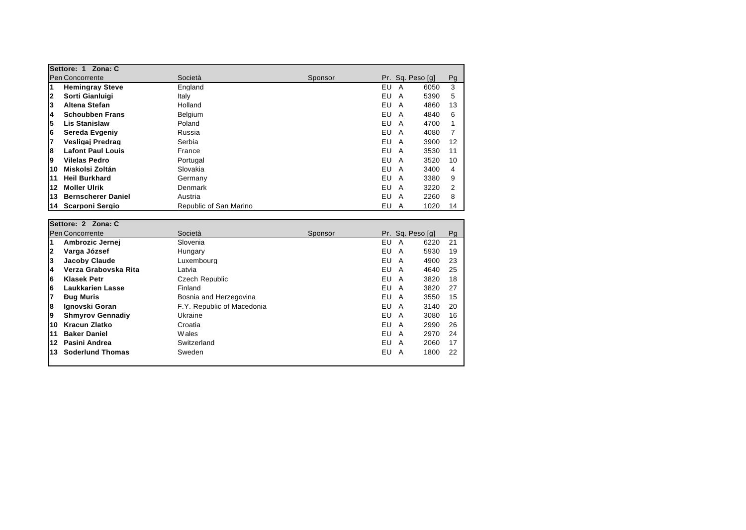**Settore: 1 Zona: C**

| Pen | Concorrente | Società | Sponsor | Pr. | Sq. | Peso [g] | Pg |
|---|---|---|---|---|---|---|---|
| **1** | **Hemingray Steve** | England | | EU | A | 6050 | 3 |
| **2** | **Sorti Gianluigi** | Italy | | EU | A | 5390 | 5 |
| **3** | **Altena Stefan** | Holland | | EU | A | 4860 | 13 |
| **4** | **Schoubben Frans** | Belgium | | EU | A | 4840 | 6 |
| **5** | **Lis Stanislaw** | Poland | | EU | A | 4700 | 1 |
| **6** | **Sereda Evgeniy** | Russia | | EU | A | 4080 | 7 |
| **7** | **Vesligaj Predrag** | Serbia | | EU | A | 3900 | 12 |
| **8** | **Lafont Paul Louis** | France | | EU | A | 3530 | 11 |
| **9** | **Vilelas Pedro** | Portugal | | EU | A | 3520 | 10 |
| **10** | **Miskolsi Zoltán** | Slovakia | | EU | A | 3400 | 4 |
| **11** | **Heil Burkhard** | Germany | | EU | A | 3380 | 9 |
| **12** | **Moller Ulrik** | Denmark | | EU | A | 3220 | 2 |
| **13** | **Bernscherer Daniel** | Austria | | EU | A | 2260 | 8 |
| **14** | **Scarponi Sergio** | Republic of San Marino | | EU | A | 1020 | 14 |

**Settore: 2 Zona: C**

| Pen | Concorrente | Società | Sponsor | Pr. | Sq. | Peso [g] | Pg |
|---|---|---|---|---|---|---|---|
| **1** | **Ambrozic Jernej** | Slovenia | | EU | A | 6220 | 21 |
| **2** | **Varga József** | Hungary | | EU | A | 5930 | 19 |
| **3** | **Jacoby Claude** | Luxembourg | | EU | A | 4900 | 23 |
| **4** | **Verza Grabovska Rita** | Latvia | | EU | A | 4640 | 25 |
| **6** | **Klasek Petr** | Czech Republic | | EU | A | 3820 | 18 |
| **6** | **Laukkarien Lasse** | Finland | | EU | A | 3820 | 27 |
| **7** | **Đug Muris** | Bosnia and Herzegovina | | EU | A | 3550 | 15 |
| **8** | **Ignovski Goran** | F.Y. Republic of Macedonia | | EU | A | 3140 | 20 |
| **9** | **Shmyrov Gennadiy** | Ukraine | | EU | A | 3080 | 16 |
| **10** | **Kracun Zlatko** | Croatia | | EU | A | 2990 | 26 |
| **11** | **Baker Daniel** | Wales | | EU | A | 2970 | 24 |
| **12** | **Pasini Andrea** | Switzerland | | EU | A | 2060 | 17 |
| **13** | **Soderlund Thomas** | Sweden | | EU | A | 1800 | 22 |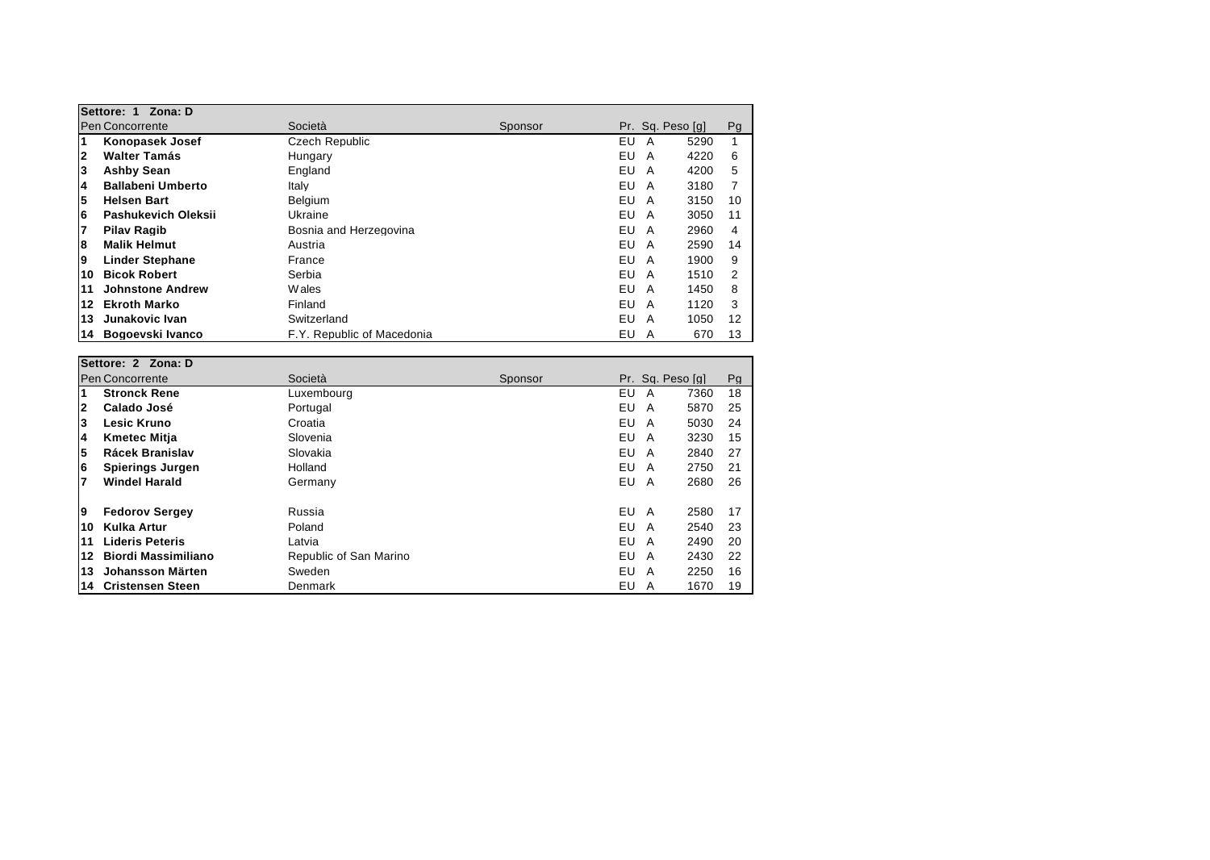| Settore: 1 Zona: D | | | | | | | |
|---|---|---|---|---|---|---|---|
| Pen | Concorrente | Società | Sponsor | Pr. | Sq. | Peso [g] | Pg |
| 1 | **Konopasek Josef** | Czech Republic | | EU | A | 5290 | 1 |
| 2 | **Walter Tamás** | Hungary | | EU | A | 4220 | 6 |
| 3 | **Ashby Sean** | England | | EU | A | 4200 | 5 |
| 4 | **Ballabeni Umberto** | Italy | | EU | A | 3180 | 7 |
| 5 | **Helsen Bart** | Belgium | | EU | A | 3150 | 10 |
| 6 | **Pashukevich Oleksii** | Ukraine | | EU | A | 3050 | 11 |
| 7 | **Pilav Ragib** | Bosnia and Herzegovina | | EU | A | 2960 | 4 |
| 8 | **Malik Helmut** | Austria | | EU | A | 2590 | 14 |
| 9 | **Linder Stephane** | France | | EU | A | 1900 | 9 |
| 10 | **Bicok Robert** | Serbia | | EU | A | 1510 | 2 |
| 11 | **Johnstone Andrew** | Wales | | EU | A | 1450 | 8 |
| 12 | **Ekroth Marko** | Finland | | EU | A | 1120 | 3 |
| 13 | **Junakovic Ivan** | Switzerland | | EU | A | 1050 | 12 |
| 14 | **Bogoevski Ivanco** | F.Y. Republic of Macedonia | | EU | A | 670 | 13 |

| Settore: 2 Zona: D | | | | | | | |
|---|---|---|---|---|---|---|---|
| Pen | Concorrente | Società | Sponsor | Pr. | Sq. | Peso [g] | Pg |
| 1 | **Stronck Rene** | Luxembourg | | EU | A | 7360 | 18 |
| 2 | **Calado José** | Portugal | | EU | A | 5870 | 25 |
| 3 | **Lesic Kruno** | Croatia | | EU | A | 5030 | 24 |
| 4 | **Kmetec Mitja** | Slovenia | | EU | A | 3230 | 15 |
| 5 | **Rácek Branislav** | Slovakia | | EU | A | 2840 | 27 |
| 6 | **Spierings Jurgen** | Holland | | EU | A | 2750 | 21 |
| 7 | **Windel Harald** | Germany | | EU | A | 2680 | 26 |
| | | | | | | | |
| 9 | **Fedorov Sergey** | Russia | | EU | A | 2580 | 17 |
| 10 | **Kulka Artur** | Poland | | EU | A | 2540 | 23 |
| 11 | **Lideris Peteris** | Latvia | | EU | A | 2490 | 20 |
| 12 | **Biordi Massimiliano** | Republic of San Marino | | EU | A | 2430 | 22 |
| 13 | **Johansson Märten** | Sweden | | EU | A | 2250 | 16 |
| 14 | **Cristensen Steen** | Denmark | | EU | A | 1670 | 19 |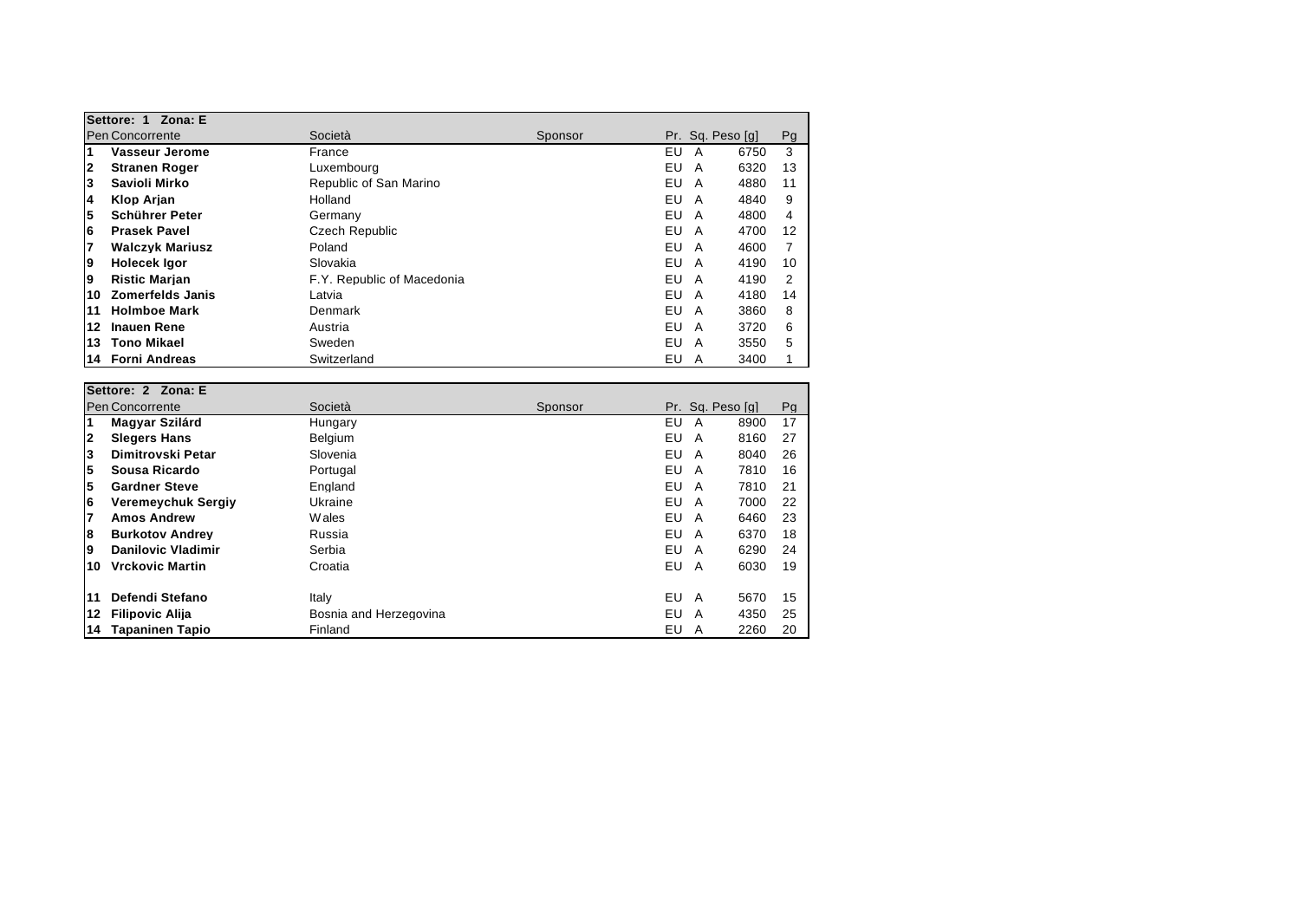| Settore: 1 Zona: E | | | | | | | |
|---|---|---|---|---|---|---|---|
| Pen | Concorrente | Società | Sponsor | Pr. | Sq. | Peso [g] | Pg |
| 1 | **Vasseur Jerome** | France | | EU | A | 6750 | 3 |
| 2 | **Stranen Roger** | Luxembourg | | EU | A | 6320 | 13 |
| 3 | **Savioli Mirko** | Republic of San Marino | | EU | A | 4880 | 11 |
| 4 | **Klop Arjan** | Holland | | EU | A | 4840 | 9 |
| 5 | **Schührer Peter** | Germany | | EU | A | 4800 | 4 |
| 6 | **Prasek Pavel** | Czech Republic | | EU | A | 4700 | 12 |
| 7 | **Walczyk Mariusz** | Poland | | EU | A | 4600 | 7 |
| 9 | **Holecek Igor** | Slovakia | | EU | A | 4190 | 10 |
| 9 | **Ristic Marjan** | F.Y. Republic of Macedonia | | EU | A | 4190 | 2 |
| 10 | **Zomerfelds Janis** | Latvia | | EU | A | 4180 | 14 |
| 11 | **Holmboe Mark** | Denmark | | EU | A | 3860 | 8 |
| 12 | **Inauen Rene** | Austria | | EU | A | 3720 | 6 |
| 13 | **Tono Mikael** | Sweden | | EU | A | 3550 | 5 |
| 14 | **Forni Andreas** | Switzerland | | EU | A | 3400 | 1 |

| Settore: 2 Zona: E | | | | | | | |
|---|---|---|---|---|---|---|---|
| Pen | Concorrente | Società | Sponsor | Pr. | Sq. | Peso [g] | Pg |
| 1 | **Magyar Szilárd** | Hungary | | EU | A | 8900 | 17 |
| 2 | **Slegers Hans** | Belgium | | EU | A | 8160 | 27 |
| 3 | **Dimitrovski Petar** | Slovenia | | EU | A | 8040 | 26 |
| 5 | **Sousa Ricardo** | Portugal | | EU | A | 7810 | 16 |
| 5 | **Gardner Steve** | England | | EU | A | 7810 | 21 |
| 6 | **Veremeychuk Sergiy** | Ukraine | | EU | A | 7000 | 22 |
| 7 | **Amos Andrew** | Wales | | EU | A | 6460 | 23 |
| 8 | **Burkotov Andrey** | Russia | | EU | A | 6370 | 18 |
| 9 | **Danilovic Vladimir** | Serbia | | EU | A | 6290 | 24 |
| 10 | **Vrckovic Martin** | Croatia | | EU | A | 6030 | 19 |
| 11 | **Defendi Stefano** | Italy | | EU | A | 5670 | 15 |
| 12 | **Filipovic Alija** | Bosnia and Herzegovina | | EU | A | 4350 | 25 |
| 14 | **Tapaninen Tapio** | Finland | | EU | A | 2260 | 20 |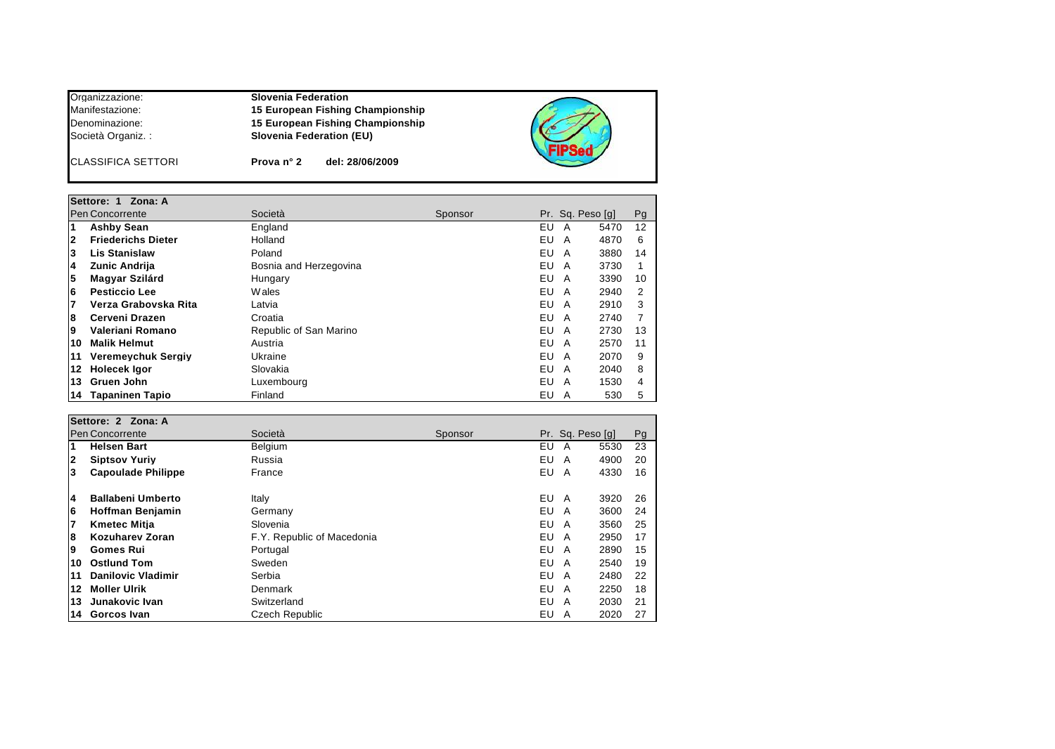| | |
|---|---|
| Organizzazione: | **Slovenia Federation** |
| Manifestazione: | **15 European Fishing Championship** |
| Denominazione: | **15 European Fishing Championship** |
| Società Organiz. : | **Slovenia Federation (EU)** |
| CLASSIFICA SETTORI | **Prova n° 2 del: 28/06/2009** |

**Settore: 1 Zona: A**

| Pen | Concorrente | Società | Sponsor | Pr. | Sq. | Peso [g] | Pg |
|---|---|---|---|---|---|---|---|
| 1 | **Ashby Sean** | England | | EU | A | 5470 | 12 |
| 2 | **Friederichs Dieter** | Holland | | EU | A | 4870 | 6 |
| 3 | **Lis Stanislaw** | Poland | | EU | A | 3880 | 14 |
| 4 | **Zunic Andrija** | Bosnia and Herzegovina | | EU | A | 3730 | 1 |
| 5 | **Magyar Szilárd** | Hungary | | EU | A | 3390 | 10 |
| 6 | **Pesticcio Lee** | Wales | | EU | A | 2940 | 2 |
| 7 | **Verza Grabovska Rita** | Latvia | | EU | A | 2910 | 3 |
| 8 | **Cerveni Drazen** | Croatia | | EU | A | 2740 | 7 |
| 9 | **Valeriani Romano** | Republic of San Marino | | EU | A | 2730 | 13 |
| 10 | **Malik Helmut** | Austria | | EU | A | 2570 | 11 |
| 11 | **Veremeychuk Sergiy** | Ukraine | | EU | A | 2070 | 9 |
| 12 | **Holecek Igor** | Slovakia | | EU | A | 2040 | 8 |
| 13 | **Gruen John** | Luxembourg | | EU | A | 1530 | 4 |
| 14 | **Tapaninen Tapio** | Finland | | EU | A | 530 | 5 |

**Settore: 2 Zona: A**

| Pen | Concorrente | Società | Sponsor | Pr. | Sq. | Peso [g] | Pg |
|---|---|---|---|---|---|---|---|
| 1 | **Helsen Bart** | Belgium | | EU | A | 5530 | 23 |
| 2 | **Siptsov Yuriy** | Russia | | EU | A | 4900 | 20 |
| 3 | **Capoulade Philippe** | France | | EU | A | 4330 | 16 |
| 4 | **Ballabeni Umberto** | Italy | | EU | A | 3920 | 26 |
| 6 | **Hoffman Benjamin** | Germany | | EU | A | 3600 | 24 |
| 7 | **Kmetec Mitja** | Slovenia | | EU | A | 3560 | 25 |
| 8 | **Kozuharev Zoran** | F.Y. Republic of Macedonia | | EU | A | 2950 | 17 |
| 9 | **Gomes Rui** | Portugal | | EU | A | 2890 | 15 |
| 10 | **Ostlund Tom** | Sweden | | EU | A | 2540 | 19 |
| 11 | **Danilovic Vladimir** | Serbia | | EU | A | 2480 | 22 |
| 12 | **Moller Ulrik** | Denmark | | EU | A | 2250 | 18 |
| 13 | **Junakovic Ivan** | Switzerland | | EU | A | 2030 | 21 |
| 14 | **Gorcos Ivan** | Czech Republic | | EU | A | 2020 | 27 |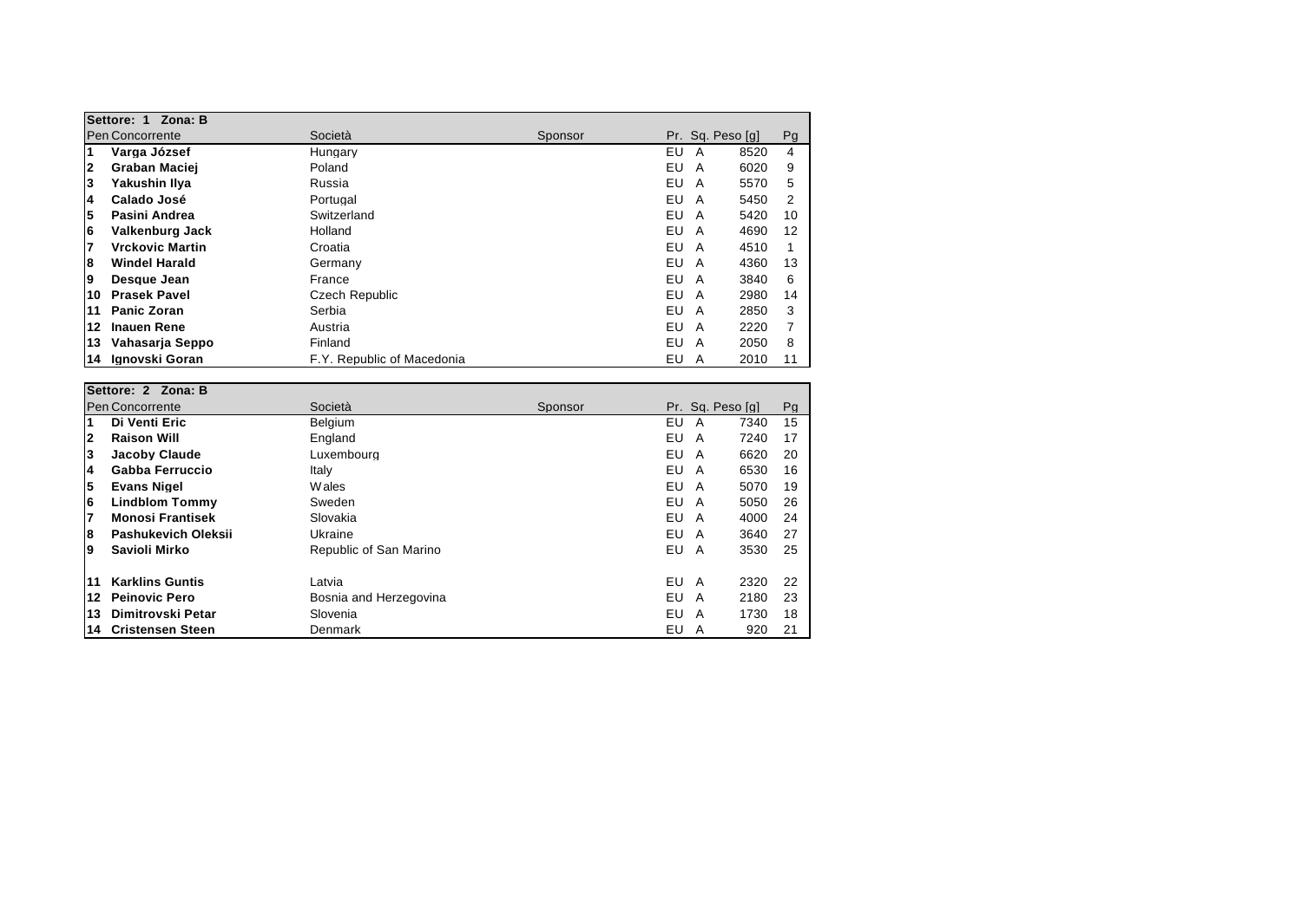| Settore: 1 Zona: B | | | | | | | |
|---|---|---|---|---|---|---|---|
| Pen | Concorrente | Società | Sponsor | Pr. | Sq. | Peso [g] | Pg |
| 1 | **Varga József** | Hungary | | EU | A | 8520 | 4 |
| 2 | **Graban Maciej** | Poland | | EU | A | 6020 | 9 |
| 3 | **Yakushin Ilya** | Russia | | EU | A | 5570 | 5 |
| 4 | **Calado José** | Portugal | | EU | A | 5450 | 2 |
| 5 | **Pasini Andrea** | Switzerland | | EU | A | 5420 | 10 |
| 6 | **Valkenburg Jack** | Holland | | EU | A | 4690 | 12 |
| 7 | **Vrckovic Martin** | Croatia | | EU | A | 4510 | 1 |
| 8 | **Windel Harald** | Germany | | EU | A | 4360 | 13 |
| 9 | **Desque Jean** | France | | EU | A | 3840 | 6 |
| 10 | **Prasek Pavel** | Czech Republic | | EU | A | 2980 | 14 |
| 11 | **Panic Zoran** | Serbia | | EU | A | 2850 | 3 |
| 12 | **Inauen Rene** | Austria | | EU | A | 2220 | 7 |
| 13 | **Vahasarja Seppo** | Finland | | EU | A | 2050 | 8 |
| 14 | **Ignovski Goran** | F.Y. Republic of Macedonia | | EU | A | 2010 | 11 |

| Settore: 2 Zona: B | | | | | | | |
|---|---|---|---|---|---|---|---|
| Pen | Concorrente | Società | Sponsor | Pr. | Sq. | Peso [g] | Pg |
| 1 | **Di Venti Eric** | Belgium | | EU | A | 7340 | 15 |
| 2 | **Raison Will** | England | | EU | A | 7240 | 17 |
| 3 | **Jacoby Claude** | Luxembourg | | EU | A | 6620 | 20 |
| 4 | **Gabba Ferruccio** | Italy | | EU | A | 6530 | 16 |
| 5 | **Evans Nigel** | Wales | | EU | A | 5070 | 19 |
| 6 | **Lindblom Tommy** | Sweden | | EU | A | 5050 | 26 |
| 7 | **Monosi Frantisek** | Slovakia | | EU | A | 4000 | 24 |
| 8 | **Pashukevich Oleksii** | Ukraine | | EU | A | 3640 | 27 |
| 9 | **Savioli Mirko** | Republic of San Marino | | EU | A | 3530 | 25 |
| | | | | | | | |
| 11 | **Karklins Guntis** | Latvia | | EU | A | 2320 | 22 |
| 12 | **Peinovic Pero** | Bosnia and Herzegovina | | EU | A | 2180 | 23 |
| 13 | **Dimitrovski Petar** | Slovenia | | EU | A | 1730 | 18 |
| 14 | **Cristensen Steen** | Denmark | | EU | A | 920 | 21 |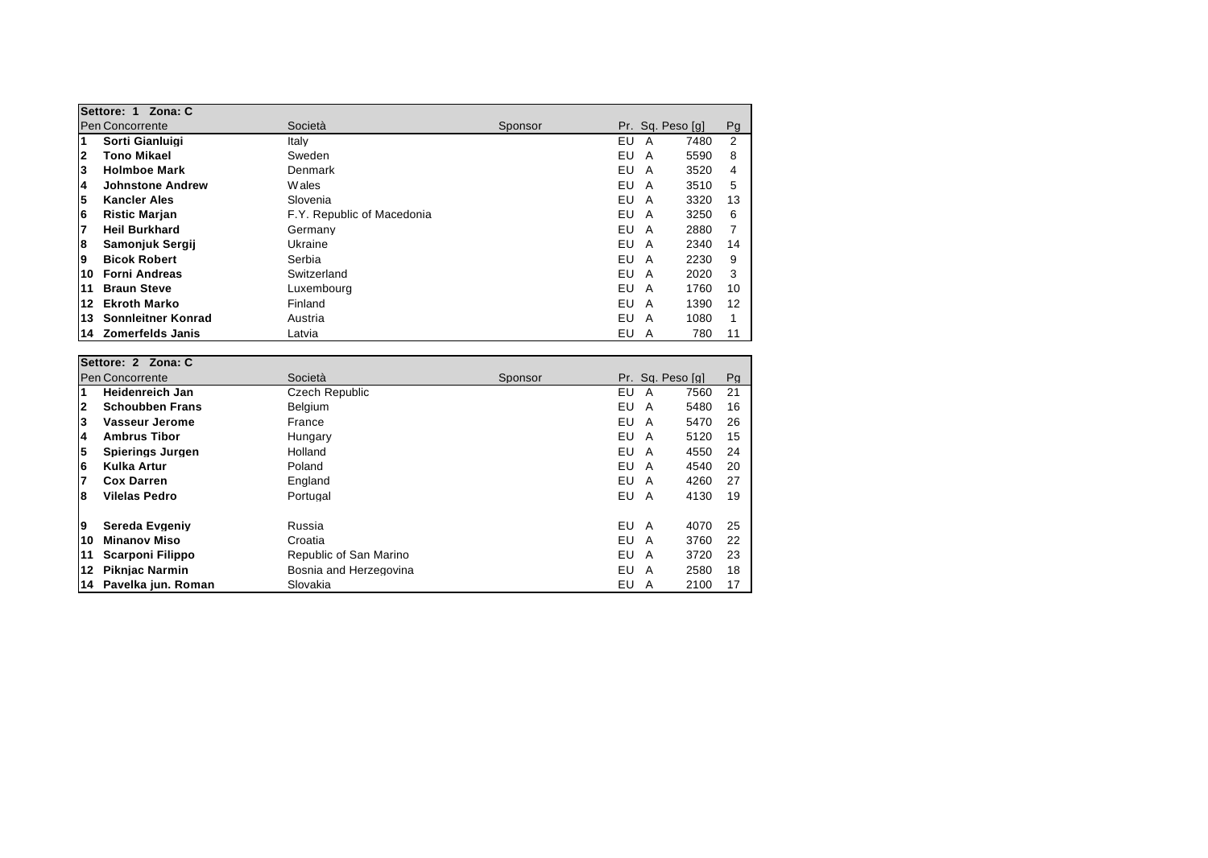| Settore: 1 Zona: C | | | | | | | |
|---|---|---|---|---|---|---|---|
| Pen | Concorrente | Società | Sponsor | Pr. | Sq. | Peso [g] | Pg |
| 1 | **Sorti Gianluigi** | Italy | | EU | A | 7480 | 2 |
| 2 | **Tono Mikael** | Sweden | | EU | A | 5590 | 8 |
| 3 | **Holmboe Mark** | Denmark | | EU | A | 3520 | 4 |
| 4 | **Johnstone Andrew** | Wales | | EU | A | 3510 | 5 |
| 5 | **Kancler Ales** | Slovenia | | EU | A | 3320 | 13 |
| 6 | **Ristic Marjan** | F.Y. Republic of Macedonia | | EU | A | 3250 | 6 |
| 7 | **Heil Burkhard** | Germany | | EU | A | 2880 | 7 |
| 8 | **Samonjuk Sergij** | Ukraine | | EU | A | 2340 | 14 |
| 9 | **Bicok Robert** | Serbia | | EU | A | 2230 | 9 |
| 10 | **Forni Andreas** | Switzerland | | EU | A | 2020 | 3 |
| 11 | **Braun Steve** | Luxembourg | | EU | A | 1760 | 10 |
| 12 | **Ekroth Marko** | Finland | | EU | A | 1390 | 12 |
| 13 | **Sonnleitner Konrad** | Austria | | EU | A | 1080 | 1 |
| 14 | **Zomerfelds Janis** | Latvia | | EU | A | 780 | 11 |

| Settore: 2 Zona: C | | | | | | | |
|---|---|---|---|---|---|---|---|
| Pen | Concorrente | Società | Sponsor | Pr. | Sq. | Peso [g] | Pg |
| 1 | **Heidenreich Jan** | Czech Republic | | EU | A | 7560 | 21 |
| 2 | **Schoubben Frans** | Belgium | | EU | A | 5480 | 16 |
| 3 | **Vasseur Jerome** | France | | EU | A | 5470 | 26 |
| 4 | **Ambrus Tibor** | Hungary | | EU | A | 5120 | 15 |
| 5 | **Spierings Jurgen** | Holland | | EU | A | 4550 | 24 |
| 6 | **Kulka Artur** | Poland | | EU | A | 4540 | 20 |
| 7 | **Cox Darren** | England | | EU | A | 4260 | 27 |
| 8 | **Vilelas Pedro** | Portugal | | EU | A | 4130 | 19 |
| 9 | **Sereda Evgeniy** | Russia | | EU | A | 4070 | 25 |
| 10 | **Minanov Miso** | Croatia | | EU | A | 3760 | 22 |
| 11 | **Scarponi Filippo** | Republic of San Marino | | EU | A | 3720 | 23 |
| 12 | **Piknjac Narmin** | Bosnia and Herzegovina | | EU | A | 2580 | 18 |
| 14 | **Pavelka jun. Roman** | Slovakia | | EU | A | 2100 | 17 |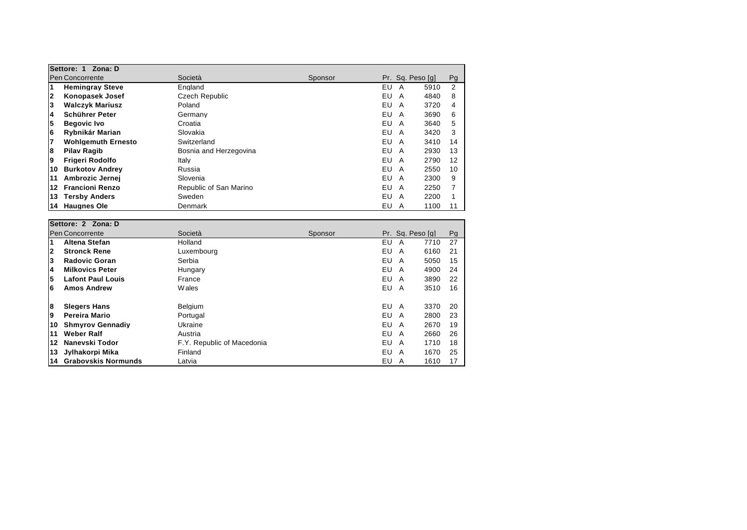**Settore: 1 Zona: D**

| Pen | Concorrente | Società | Sponsor | Pr. | Sq. | Peso [g] | Pg |
|---|---|---|---|---|---|---|---|
| **1** | **Hemingray Steve** | England | | EU | A | 5910 | 2 |
| **2** | **Konopasek Josef** | Czech Republic | | EU | A | 4840 | 8 |
| **3** | **Walczyk Mariusz** | Poland | | EU | A | 3720 | 4 |
| **4** | **Schührer Peter** | Germany | | EU | A | 3690 | 6 |
| **5** | **Begovic Ivo** | Croatia | | EU | A | 3640 | 5 |
| **6** | **Rybnikár Marian** | Slovakia | | EU | A | 3420 | 3 |
| **7** | **Wohlgemuth Ernesto** | Switzerland | | EU | A | 3410 | 14 |
| **8** | **Pilav Ragib** | Bosnia and Herzegovina | | EU | A | 2930 | 13 |
| **9** | **Frigeri Rodolfo** | Italy | | EU | A | 2790 | 12 |
| **10** | **Burkotov Andrey** | Russia | | EU | A | 2550 | 10 |
| **11** | **Ambrozic Jernej** | Slovenia | | EU | A | 2300 | 9 |
| **12** | **Francioni Renzo** | Republic of San Marino | | EU | A | 2250 | 7 |
| **13** | **Tersby Anders** | Sweden | | EU | A | 2200 | 1 |
| **14** | **Haugnes Ole** | Denmark | | EU | A | 1100 | 11 |

**Settore: 2 Zona: D**

| Pen | Concorrente | Società | Sponsor | Pr. | Sq. | Peso [g] | Pg |
|---|---|---|---|---|---|---|---|
| **1** | **Altena Stefan** | Holland | | EU | A | 7710 | 27 |
| **2** | **Stronck Rene** | Luxembourg | | EU | A | 6160 | 21 |
| **3** | **Radovic Goran** | Serbia | | EU | A | 5050 | 15 |
| **4** | **Milkovics Peter** | Hungary | | EU | A | 4900 | 24 |
| **5** | **Lafont Paul Louis** | France | | EU | A | 3890 | 22 |
| **6** | **Amos Andrew** | Wales | | EU | A | 3510 | 16 |
| | | | | | | | |
| **8** | **Slegers Hans** | Belgium | | EU | A | 3370 | 20 |
| **9** | **Pereira Mario** | Portugal | | EU | A | 2800 | 23 |
| **10** | **Shmyrov Gennadiy** | Ukraine | | EU | A | 2670 | 19 |
| **11** | **Weber Ralf** | Austria | | EU | A | 2660 | 26 |
| **12** | **Nanevski Todor** | F.Y. Republic of Macedonia | | EU | A | 1710 | 18 |
| **13** | **Jylhakorpi Mika** | Finland | | EU | A | 1670 | 25 |
| **14** | **Grabovskis Normunds** | Latvia | | EU | A | 1610 | 17 |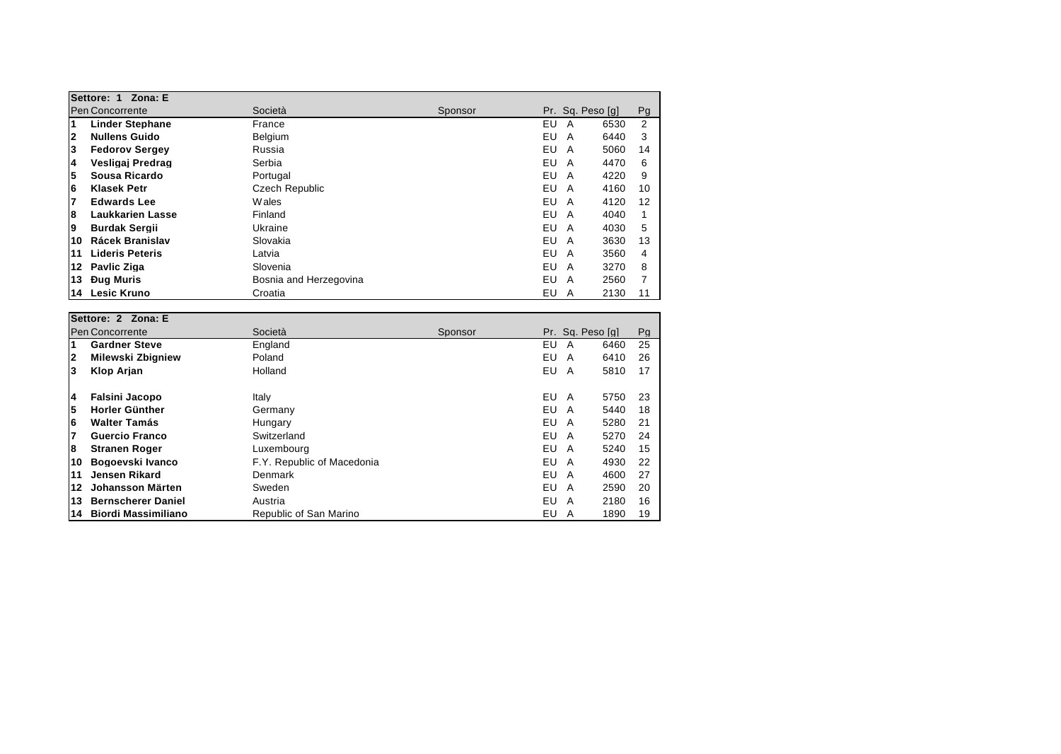**Settore: 1 Zona: E**

| Pen | Concorrente | Società | Sponsor | Pr. | Sq. | Peso [g] | Pg |
|---|---|---|---|---|---|---|---|
| **1** | **Linder Stephane** | France | | EU | A | 6530 | 2 |
| **2** | **Nullens Guido** | Belgium | | EU | A | 6440 | 3 |
| **3** | **Fedorov Sergey** | Russia | | EU | A | 5060 | 14 |
| **4** | **Vesligaj Predrag** | Serbia | | EU | A | 4470 | 6 |
| **5** | **Sousa Ricardo** | Portugal | | EU | A | 4220 | 9 |
| **6** | **Klasek Petr** | Czech Republic | | EU | A | 4160 | 10 |
| **7** | **Edwards Lee** | Wales | | EU | A | 4120 | 12 |
| **8** | **Laukkarien Lasse** | Finland | | EU | A | 4040 | 1 |
| **9** | **Burdak Sergii** | Ukraine | | EU | A | 4030 | 5 |
| **10** | **Rácek Branislav** | Slovakia | | EU | A | 3630 | 13 |
| **11** | **Lideris Peteris** | Latvia | | EU | A | 3560 | 4 |
| **12** | **Pavlic Ziga** | Slovenia | | EU | A | 3270 | 8 |
| **13** | **Đug Muris** | Bosnia and Herzegovina | | EU | A | 2560 | 7 |
| **14** | **Lesic Kruno** | Croatia | | EU | A | 2130 | 11 |

**Settore: 2 Zona: E**

| Pen | Concorrente | Società | Sponsor | Pr. | Sq. | Peso [g] | Pg |
|---|---|---|---|---|---|---|---|
| **1** | **Gardner Steve** | England | | EU | A | 6460 | 25 |
| **2** | **Milewski Zbigniew** | Poland | | EU | A | 6410 | 26 |
| **3** | **Klop Arjan** | Holland | | EU | A | 5810 | 17 |
| **4** | **Falsini Jacopo** | Italy | | EU | A | 5750 | 23 |
| **5** | **Horler Günther** | Germany | | EU | A | 5440 | 18 |
| **6** | **Walter Tamás** | Hungary | | EU | A | 5280 | 21 |
| **7** | **Guercio Franco** | Switzerland | | EU | A | 5270 | 24 |
| **8** | **Stranen Roger** | Luxembourg | | EU | A | 5240 | 15 |
| **10** | **Bogoevski Ivanco** | F.Y. Republic of Macedonia | | EU | A | 4930 | 22 |
| **11** | **Jensen Rikard** | Denmark | | EU | A | 4600 | 27 |
| **12** | **Johansson Märten** | Sweden | | EU | A | 2590 | 20 |
| **13** | **Bernscherer Daniel** | Austria | | EU | A | 2180 | 16 |
| **14** | **Biordi Massimiliano** | Republic of San Marino | | EU | A | 1890 | 19 |